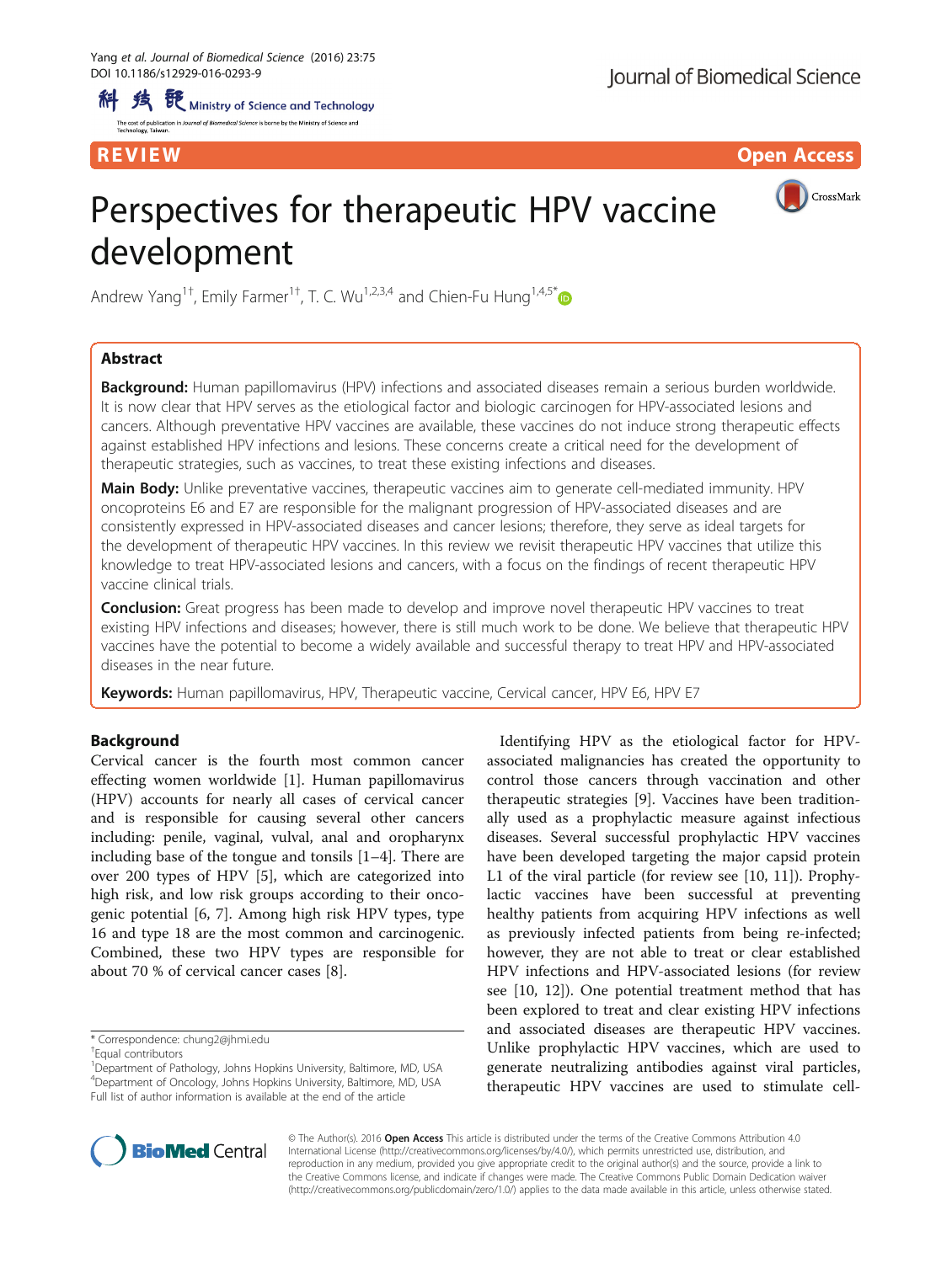REVIEW Open Access

# Perspectives for therapeutic HPV vaccine development

Andrew Yang[1†], Emily Farmer[1†], T. C. Wu[1,2,3,4] and Chien-Fu Hung[1,4,5*]

## Abstract

**Background:** Human papillomavirus (HPV) infections and associated diseases remain a serious burden worldwide. It is now clear that HPV serves as the etiological factor and biologic carcinogen for HPV-associated lesions and cancers. Although preventative HPV vaccines are available, these vaccines do not induce strong therapeutic effects against established HPV infections and lesions. These concerns create a critical need for the development of therapeutic strategies, such as vaccines, to treat these existing infections and diseases.

**Main Body:** Unlike preventative vaccines, therapeutic vaccines aim to generate cell-mediated immunity. HPV oncoproteins E6 and E7 are responsible for the malignant progression of HPV-associated diseases and are consistently expressed in HPV-associated diseases and cancer lesions; therefore, they serve as ideal targets for the development of therapeutic HPV vaccines. In this review we revisit therapeutic HPV vaccines that utilize this knowledge to treat HPV-associated lesions and cancers, with a focus on the findings of recent therapeutic HPV vaccine clinical trials.

**Conclusion:** Great progress has been made to develop and improve novel therapeutic HPV vaccines to treat existing HPV infections and diseases; however, there is still much work to be done. We believe that therapeutic HPV vaccines have the potential to become a widely available and successful therapy to treat HPV and HPV-associated diseases in the near future.

**Keywords:** Human papillomavirus, HPV, Therapeutic vaccine, Cervical cancer, HPV E6, HPV E7

## Background

Cervical cancer is the fourth most common cancer effecting women worldwide [1]. Human papillomavirus (HPV) accounts for nearly all cases of cervical cancer and is responsible for causing several other cancers including: penile, vaginal, vulval, anal and oropharynx including base of the tongue and tonsils [1–4]. There are over 200 types of HPV [5], which are categorized into high risk, and low risk groups according to their oncogenic potential [6, 7]. Among high risk HPV types, type 16 and type 18 are the most common and carcinogenic. Combined, these two HPV types are responsible for about 70 % of cervical cancer cases [8].

Identifying HPV as the etiological factor for HPV-associated malignancies has created the opportunity to control those cancers through vaccination and other therapeutic strategies [9]. Vaccines have been traditionally used as a prophylactic measure against infectious diseases. Several successful prophylactic HPV vaccines have been developed targeting the major capsid protein L1 of the viral particle (for review see [10, 11]). Prophylactic vaccines have been successful at preventing healthy patients from acquiring HPV infections as well as previously infected patients from being re-infected; however, they are not able to treat or clear established HPV infections and HPV-associated lesions (for review see [10, 12]). One potential treatment method that has been explored to treat and clear existing HPV infections and associated diseases are therapeutic HPV vaccines. Unlike prophylactic HPV vaccines, which are used to generate neutralizing antibodies against viral particles, therapeutic HPV vaccines are used to stimulate cell-

\* Correspondence: chung2@jhmi.edu
†Equal contributors
[1]Department of Pathology, Johns Hopkins University, Baltimore, MD, USA
[4]Department of Oncology, Johns Hopkins University, Baltimore, MD, USA
Full list of author information is available at the end of the article

© The Author(s). 2016 **Open Access** This article is distributed under the terms of the Creative Commons Attribution 4.0 International License (http://creativecommons.org/licenses/by/4.0/), which permits unrestricted use, distribution, and reproduction in any medium, provided you give appropriate credit to the original author(s) and the source, provide a link to the Creative Commons license, and indicate if changes were made. The Creative Commons Public Domain Dedication waiver (http://creativecommons.org/publicdomain/zero/1.0/) applies to the data made available in this article, unless otherwise stated.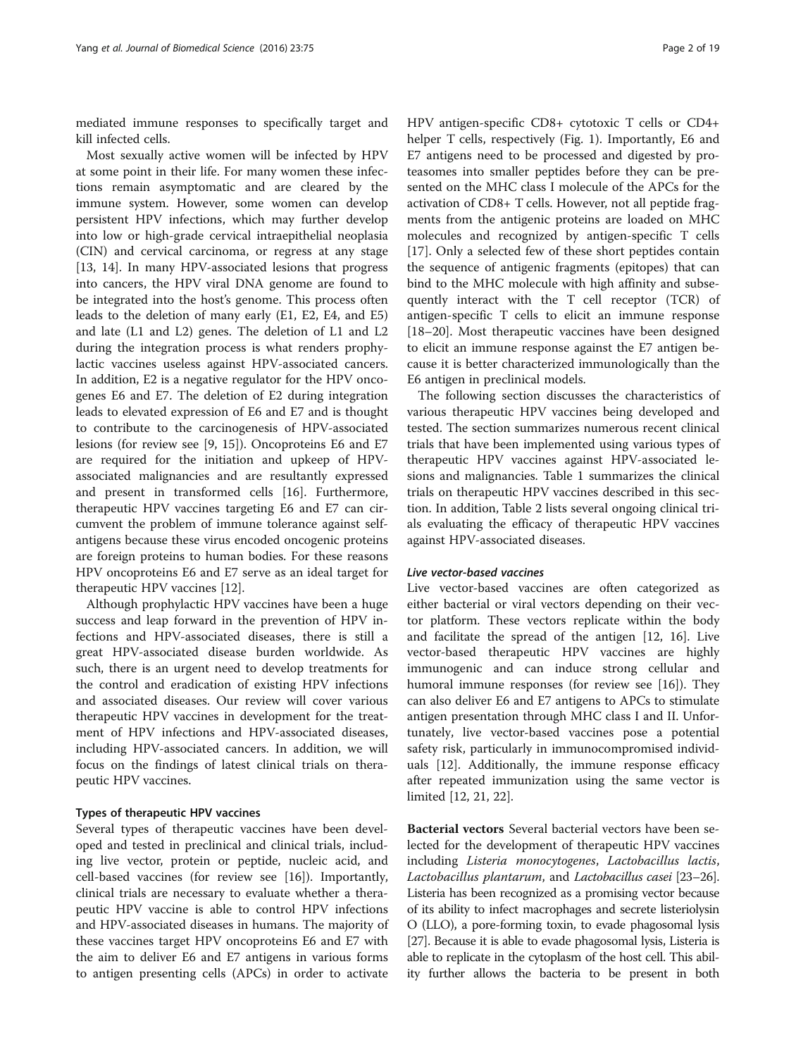mediated immune responses to specifically target and kill infected cells.

Most sexually active women will be infected by HPV at some point in their life. For many women these infections remain asymptomatic and are cleared by the immune system. However, some women can develop persistent HPV infections, which may further develop into low or high-grade cervical intraepithelial neoplasia (CIN) and cervical carcinoma, or regress at any stage [13, 14]. In many HPV-associated lesions that progress into cancers, the HPV viral DNA genome are found to be integrated into the host's genome. This process often leads to the deletion of many early (E1, E2, E4, and E5) and late (L1 and L2) genes. The deletion of L1 and L2 during the integration process is what renders prophylactic vaccines useless against HPV-associated cancers. In addition, E2 is a negative regulator for the HPV oncogenes E6 and E7. The deletion of E2 during integration leads to elevated expression of E6 and E7 and is thought to contribute to the carcinogenesis of HPV-associated lesions (for review see [9, 15]). Oncoproteins E6 and E7 are required for the initiation and upkeep of HPV-associated malignancies and are resultantly expressed and present in transformed cells [16]. Furthermore, therapeutic HPV vaccines targeting E6 and E7 can circumvent the problem of immune tolerance against self-antigens because these virus encoded oncogenic proteins are foreign proteins to human bodies. For these reasons HPV oncoproteins E6 and E7 serve as an ideal target for therapeutic HPV vaccines [12].

Although prophylactic HPV vaccines have been a huge success and leap forward in the prevention of HPV infections and HPV-associated diseases, there is still a great HPV-associated disease burden worldwide. As such, there is an urgent need to develop treatments for the control and eradication of existing HPV infections and associated diseases. Our review will cover various therapeutic HPV vaccines in development for the treatment of HPV infections and HPV-associated diseases, including HPV-associated cancers. In addition, we will focus on the findings of latest clinical trials on therapeutic HPV vaccines.

### Types of therapeutic HPV vaccines

Several types of therapeutic vaccines have been developed and tested in preclinical and clinical trials, including live vector, protein or peptide, nucleic acid, and cell-based vaccines (for review see [16]). Importantly, clinical trials are necessary to evaluate whether a therapeutic HPV vaccine is able to control HPV infections and HPV-associated diseases in humans. The majority of these vaccines target HPV oncoproteins E6 and E7 with the aim to deliver E6 and E7 antigens in various forms to antigen presenting cells (APCs) in order to activate HPV antigen-specific CD8+ cytotoxic T cells or CD4+ helper T cells, respectively (Fig. 1). Importantly, E6 and E7 antigens need to be processed and digested by proteasomes into smaller peptides before they can be presented on the MHC class I molecule of the APCs for the activation of CD8+ T cells. However, not all peptide fragments from the antigenic proteins are loaded on MHC molecules and recognized by antigen-specific T cells [17]. Only a selected few of these short peptides contain the sequence of antigenic fragments (epitopes) that can bind to the MHC molecule with high affinity and subsequently interact with the T cell receptor (TCR) of antigen-specific T cells to elicit an immune response [18–20]. Most therapeutic vaccines have been designed to elicit an immune response against the E7 antigen because it is better characterized immunologically than the E6 antigen in preclinical models.

The following section discusses the characteristics of various therapeutic HPV vaccines being developed and tested. The section summarizes numerous recent clinical trials that have been implemented using various types of therapeutic HPV vaccines against HPV-associated lesions and malignancies. Table 1 summarizes the clinical trials on therapeutic HPV vaccines described in this section. In addition, Table 2 lists several ongoing clinical trials evaluating the efficacy of therapeutic HPV vaccines against HPV-associated diseases.

#### *Live vector-based vaccines*

Live vector-based vaccines are often categorized as either bacterial or viral vectors depending on their vector platform. These vectors replicate within the body and facilitate the spread of the antigen [12, 16]. Live vector-based therapeutic HPV vaccines are highly immunogenic and can induce strong cellular and humoral immune responses (for review see [16]). They can also deliver E6 and E7 antigens to APCs to stimulate antigen presentation through MHC class I and II. Unfortunately, live vector-based vaccines pose a potential safety risk, particularly in immunocompromised individuals [12]. Additionally, the immune response efficacy after repeated immunization using the same vector is limited [12, 21, 22].

**Bacterial vectors** Several bacterial vectors have been selected for the development of therapeutic HPV vaccines including *Listeria monocytogenes*, *Lactobacillus lactis*, *Lactobacillus plantarum*, and *Lactobacillus casei* [23–26]. Listeria has been recognized as a promising vector because of its ability to infect macrophages and secrete listeriolysin O (LLO), a pore-forming toxin, to evade phagosomal lysis [27]. Because it is able to evade phagosomal lysis, Listeria is able to replicate in the cytoplasm of the host cell. This ability further allows the bacteria to be present in both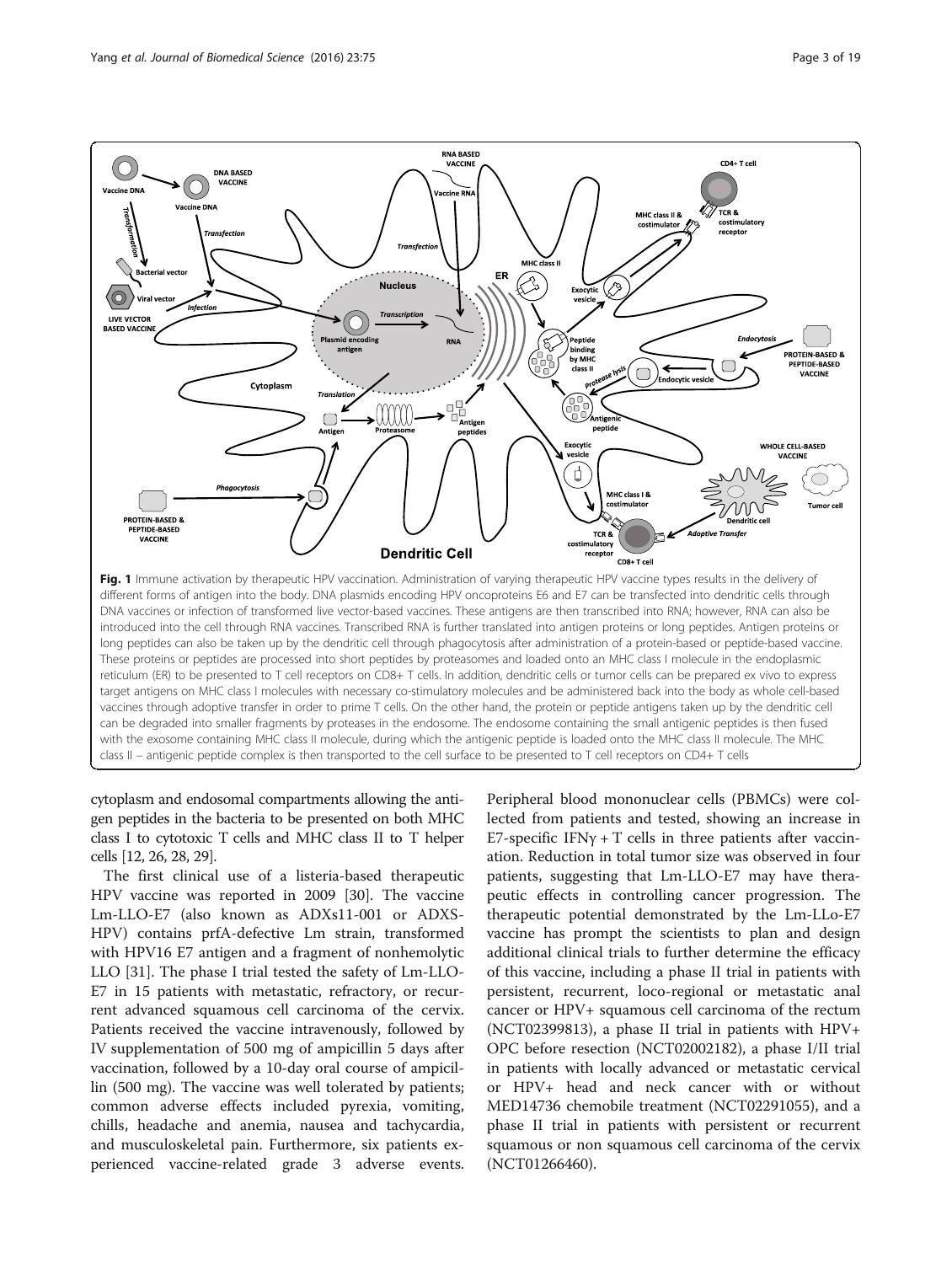**Fig. 1** Immune activation by therapeutic HPV vaccination. Administration of varying therapeutic HPV vaccine types results in the delivery of different forms of antigen into the body. DNA plasmids encoding HPV oncoproteins E6 and E7 can be transfected into dendritic cells through DNA vaccines or infection of transformed live vector-based vaccines. These antigens are then transcribed into RNA; however, RNA can also be introduced into the cell through RNA vaccines. Transcribed RNA is further translated into antigen proteins or long peptides. Antigen proteins or long peptides can also be taken up by the dendritic cell through phagocytosis after administration of a protein-based or peptide-based vaccine. These proteins or peptides are processed into short peptides by proteasomes and loaded onto an MHC class I molecule in the endoplasmic reticulum (ER) to be presented to T cell receptors on CD8+ T cells. In addition, dendritic cells or tumor cells can be prepared ex vivo to express target antigens on MHC class I molecules with necessary co-stimulatory molecules and be administered back into the body as whole cell-based vaccines through adoptive transfer in order to prime T cells. On the other hand, the protein or peptide antigens taken up by the dendritic cell can be degraded into smaller fragments by proteases in the endosome. The endosome containing the small antigenic peptides is then fused with the exosome containing MHC class II molecule, during which the antigenic peptide is loaded onto the MHC class II molecule. The MHC class II – antigenic peptide complex is then transported to the cell surface to be presented to T cell receptors on CD4+ T cells

cytoplasm and endosomal compartments allowing the antigen peptides in the bacteria to be presented on both MHC class I to cytotoxic T cells and MHC class II to T helper cells [12, 26, 28, 29].

The first clinical use of a listeria-based therapeutic HPV vaccine was reported in 2009 [30]. The vaccine Lm-LLO-E7 (also known as ADXs11-001 or ADXS-HPV) contains prfA-defective Lm strain, transformed with HPV16 E7 antigen and a fragment of nonhemolytic LLO [31]. The phase I trial tested the safety of Lm-LLO-E7 in 15 patients with metastatic, refractory, or recurrent advanced squamous cell carcinoma of the cervix. Patients received the vaccine intravenously, followed by IV supplementation of 500 mg of ampicillin 5 days after vaccination, followed by a 10-day oral course of ampicillin (500 mg). The vaccine was well tolerated by patients; common adverse effects included pyrexia, vomiting, chills, headache and anemia, nausea and tachycardia, and musculoskeletal pain. Furthermore, six patients experienced vaccine-related grade 3 adverse events. Peripheral blood mononuclear cells (PBMCs) were collected from patients and tested, showing an increase in E7-specific IFNγ + T cells in three patients after vaccination. Reduction in total tumor size was observed in four patients, suggesting that Lm-LLO-E7 may have therapeutic effects in controlling cancer progression. The therapeutic potential demonstrated by the Lm-LLo-E7 vaccine has prompt the scientists to plan and design additional clinical trials to further determine the efficacy of this vaccine, including a phase II trial in patients with persistent, recurrent, loco-regional or metastatic anal cancer or HPV+ squamous cell carcinoma of the rectum (NCT02399813), a phase II trial in patients with HPV+ OPC before resection (NCT02002182), a phase I/II trial in patients with locally advanced or metastatic cervical or HPV+ head and neck cancer with or without MED14736 chemobile treatment (NCT02291055), and a phase II trial in patients with persistent or recurrent squamous or non squamous cell carcinoma of the cervix (NCT01266460).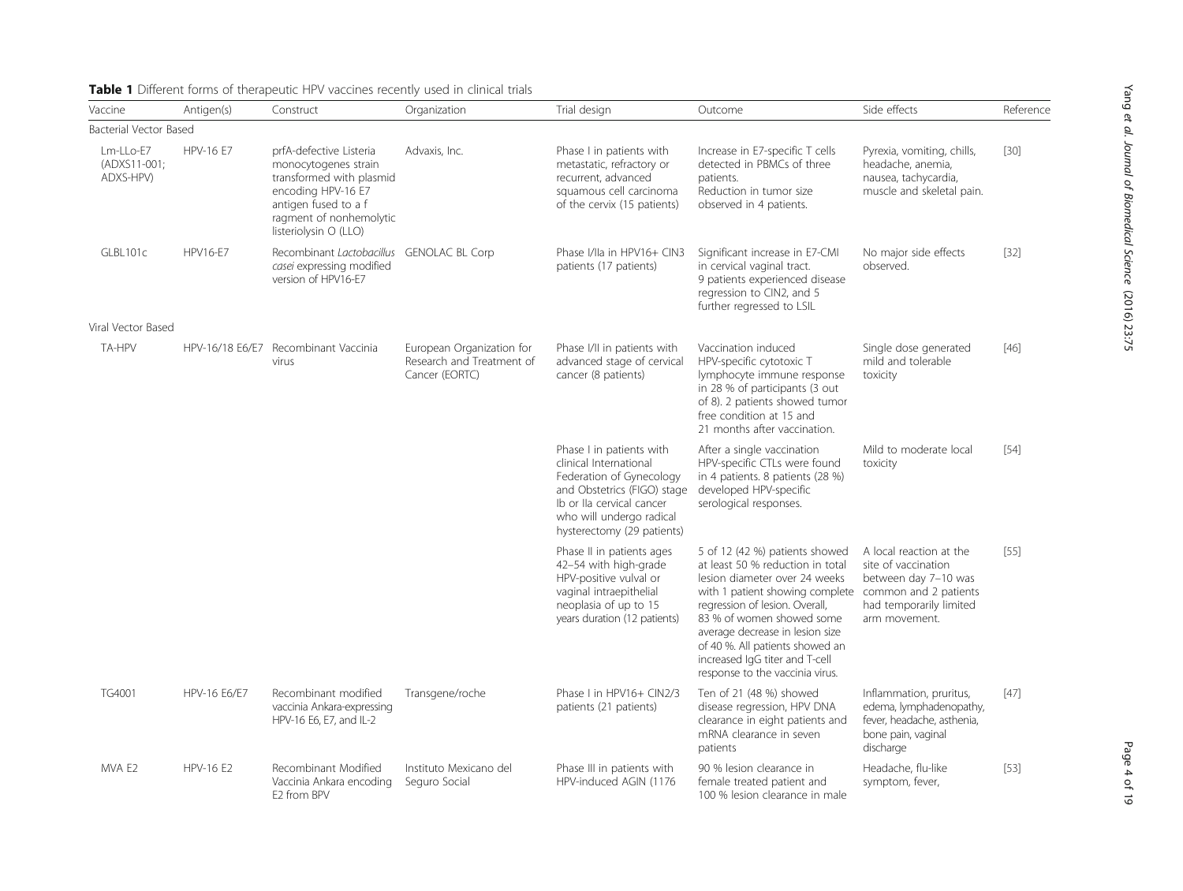**Table 1** Different forms of therapeutic HPV vaccines recently used in clinical trials

| Vaccine | Antigen(s) | Construct | Organization | Trial design | Outcome | Side effects | Reference |
|---|---|---|---|---|---|---|---|
| Bacterial Vector Based | | | | | | | |
| Lm-LLo-E7 (ADXS11-001; ADXS-HPV) | HPV-16 E7 | prfA-defective Listeria monocytogenes strain transformed with plasmid encoding HPV-16 E7 antigen fused to a f ragment of nonhemolytic listeriolysin O (LLO) | Advaxis, Inc. | Phase I in patients with metastatic, refractory or recurrent, advanced squamous cell carcinoma of the cervix (15 patients) | Increase in E7-specific T cells detected in PBMCs of three patients. Reduction in tumor size observed in 4 patients. | Pyrexia, vomiting, chills, headache, anemia, nausea, tachycardia, muscle and skeletal pain. | [30] |
| GLBL101c | HPV16-E7 | Recombinant *Lactobacillus casei* expressing modified version of HPV16-E7 | GENOLAC BL Corp | Phase I/IIa in HPV16+ CIN3 patients (17 patients) | Significant increase in E7-CMI in cervical vaginal tract. 9 patients experienced disease regression to CIN2, and 5 further regressed to LSIL | No major side effects observed. | [32] |
| Viral Vector Based | | | | | | | |
| TA-HPV | HPV-16/18 E6/E7 | Recombinant Vaccinia virus | European Organization for Research and Treatment of Cancer (EORTC) | Phase I/II in patients with advanced stage of cervical cancer (8 patients) | Vaccination induced HPV-specific cytotoxic T lymphocyte immune response in 28 % of participants (3 out of 8). 2 patients showed tumor free condition at 15 and 21 months after vaccination. | Single dose generated mild and tolerable toxicity | [46] |
| | | | | Phase I in patients with clinical International Federation of Gynecology and Obstetrics (FIGO) stage Ib or IIa cervical cancer who will undergo radical hysterectomy (29 patients) | After a single vaccination HPV-specific CTLs were found in 4 patients. 8 patients (28 %) developed HPV-specific serological responses. | Mild to moderate local toxicity | [54] |
| | | | | Phase II in patients ages 42–54 with high-grade HPV-positive vulval or vaginal intraepithelial neoplasia of up to 15 years duration (12 patients) | 5 of 12 (42 %) patients showed at least 50 % reduction in total lesion diameter over 24 weeks with 1 patient showing complete regression of lesion. Overall, 83 % of women showed some average decrease in lesion size of 40 %. All patients showed an increased IgG titer and T-cell response to the vaccinia virus. | A local reaction at the site of vaccination between day 7–10 was common and 2 patients had temporarily limited arm movement. | [55] |
| TG4001 | HPV-16 E6/E7 | Recombinant modified vaccinia Ankara-expressing HPV-16 E6, E7, and IL-2 | Transgene/roche | Phase I in HPV16+ CIN2/3 patients (21 patients) | Ten of 21 (48 %) showed disease regression, HPV DNA clearance in eight patients and mRNA clearance in seven patients | Inflammation, pruritus, edema, lymphadenopathy, fever, headache, asthenia, bone pain, vaginal discharge | [47] |
| MVA E2 | HPV-16 E2 | Recombinant Modified Vaccinia Ankara encoding E2 from BPV | Instituto Mexicano del Seguro Social | Phase III in patients with HPV-induced AGIN (1176 | 90 % lesion clearance in female treated patient and 100 % lesion clearance in male | Headache, flu-like symptom, fever, | [53] |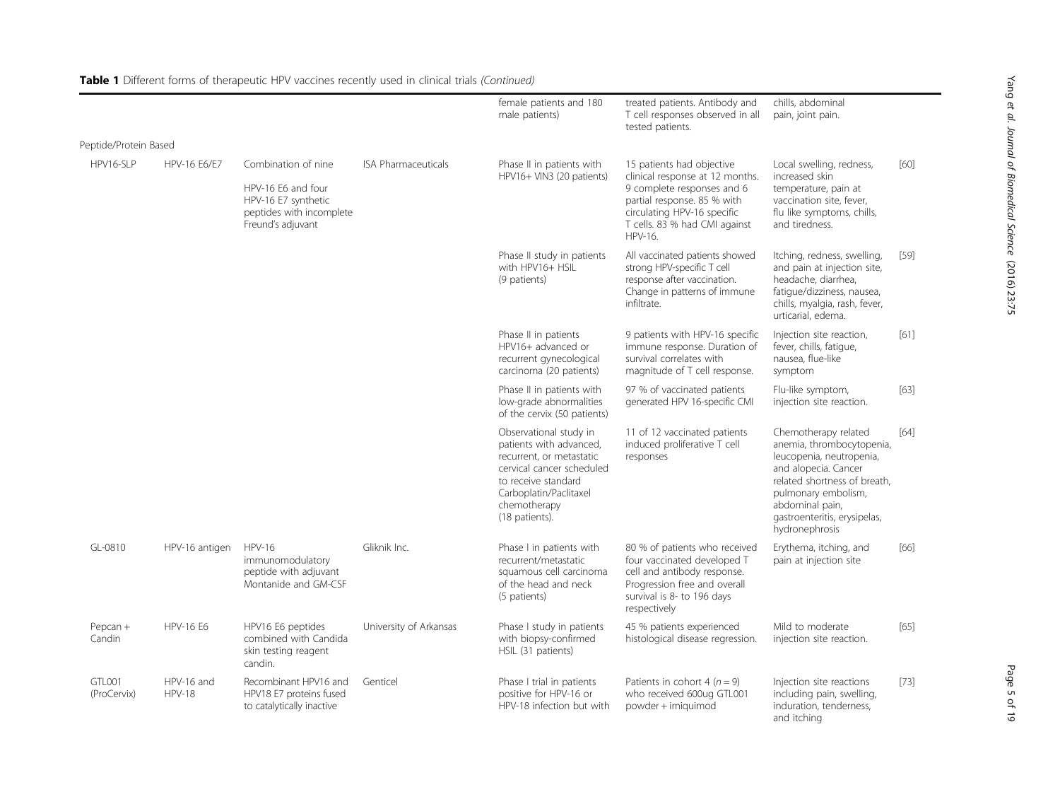**Table 1** Different forms of therapeutic HPV vaccines recently used in clinical trials *(Continued)*

| | | | | | | | |
|---|---|---|---|---|---|---|---|
| | | | | female patients and 180 male patients) | treated patients. Antibody and T cell responses observed in all tested patients. | chills, abdominal pain, joint pain. | |
| Peptide/Protein Based | | | | | | | |
| HPV16-SLP | HPV-16 E6/E7 | Combination of nine HPV-16 E6 and four HPV-16 E7 synthetic peptides with incomplete Freund's adjuvant | ISA Pharmaceuticals | Phase II in patients with HPV16+ VIN3 (20 patients) | 15 patients had objective clinical response at 12 months. 9 complete responses and 6 partial response. 85 % with circulating HPV-16 specific T cells. 83 % had CMI against HPV-16. | Local swelling, redness, increased skin temperature, pain at vaccination site, fever, flu like symptoms, chills, and tiredness. | [60] |
| | | | | Phase II study in patients with HPV16+ HSIL (9 patients) | All vaccinated patients showed strong HPV-specific T cell response after vaccination. Change in patterns of immune infiltrate. | Itching, redness, swelling, and pain at injection site, headache, diarrhea, fatigue/dizziness, nausea, chills, myalgia, rash, fever, urticarial, edema. | [59] |
| | | | | Phase II in patients HPV16+ advanced or recurrent gynecological carcinoma (20 patients) | 9 patients with HPV-16 specific immune response. Duration of survival correlates with magnitude of T cell response. | Injection site reaction, fever, chills, fatigue, nausea, flue-like symptom | [61] |
| | | | | Phase II in patients with low-grade abnormalities of the cervix (50 patients) | 97 % of vaccinated patients generated HPV 16-specific CMI | Flu-like symptom, injection site reaction. | [63] |
| | | | | Observational study in patients with advanced, recurrent, or metastatic cervical cancer scheduled to receive standard Carboplatin/Paclitaxel chemotherapy (18 patients). | 11 of 12 vaccinated patients induced proliferative T cell responses | Chemotherapy related anemia, thrombocytopenia, leucopenia, neutropenia, and alopecia. Cancer related shortness of breath, pulmonary embolism, abdominal pain, gastroenteritis, erysipelas, hydronephrosis | [64] |
| GL-0810 | HPV-16 antigen | HPV-16 immunomodulatory peptide with adjuvant Montanide and GM-CSF | Gliknik Inc. | Phase I in patients with recurrent/metastatic squamous cell carcinoma of the head and neck (5 patients) | 80 % of patients who received four vaccinated developed T cell and antibody response. Progression free and overall survival is 8- to 196 days respectively | Erythema, itching, and pain at injection site | [66] |
| Pepcan + Candin | HPV-16 E6 | HPV16 E6 peptides combined with Candida skin testing reagent candin. | University of Arkansas | Phase I study in patients with biopsy-confirmed HSIL (31 patients) | 45 % patients experienced histological disease regression. | Mild to moderate injection site reaction. | [65] |
| GTL001 (ProCervix) | HPV-16 and HPV-18 | Recombinant HPV16 and HPV18 E7 proteins fused to catalytically inactive | Genticel | Phase I trial in patients positive for HPV-16 or HPV-18 infection but with | Patients in cohort 4 ($n = 9$) who received 600ug GTL001 powder + imiquimod | Injection site reactions including pain, swelling, induration, tenderness, and itching | [73] |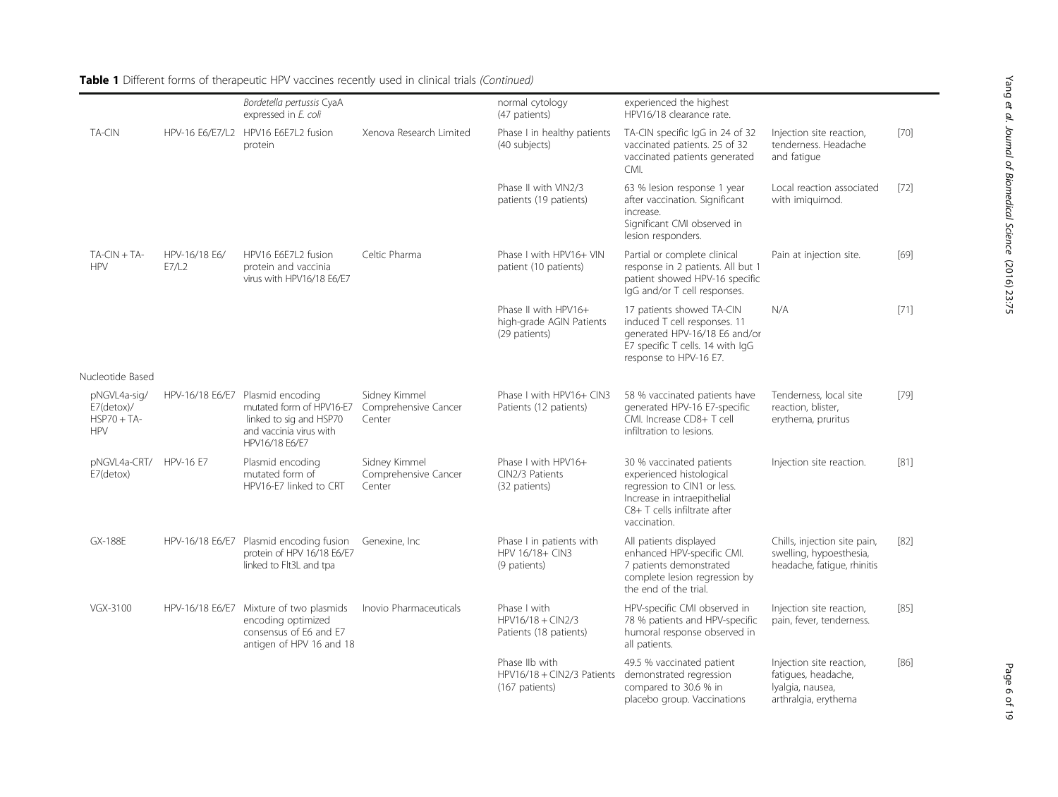**Table 1** Different forms of therapeutic HPV vaccines recently used in clinical trials *(Continued)*

| | | | | | | | |
|---|---|---|---|---|---|---|---|
| | | *Bordetella pertussis* CyaA expressed in *E. coli* | | normal cytology (47 patients) | experienced the highest HPV16/18 clearance rate. | | |
| TA-CIN | HPV-16 E6/E7/L2 | HPV16 E6E7L2 fusion protein | Xenova Research Limited | Phase I in healthy patients (40 subjects) | TA-CIN specific IgG in 24 of 32 vaccinated patients. 25 of 32 vaccinated patients generated CMI. | Injection site reaction, tenderness. Headache and fatigue | [70] |
| | | | | Phase II with VIN2/3 patients (19 patients) | 63 % lesion response 1 year after vaccination. Significant increase. Significant CMI observed in lesion responders. | Local reaction associated with imiquimod. | [72] |
| TA-CIN + TA-HPV | HPV-16/18 E6/E7/L2 | HPV16 E6E7L2 fusion protein and vaccinia virus with HPV16/18 E6/E7 | Celtic Pharma | Phase I with HPV16+ VIN patient (10 patients) | Partial or complete clinical response in 2 patients. All but 1 patient showed HPV-16 specific IgG and/or T cell responses. | Pain at injection site. | [69] |
| | | | | Phase II with HPV16+ high-grade AGIN Patients (29 patients) | 17 patients showed TA-CIN induced T cell responses. 11 generated HPV-16/18 E6 and/or E7 specific T cells. 14 with IgG response to HPV-16 E7. | N/A | [71] |
| Nucleotide Based | | | | | | | |
| pNGVL4a-sig/E7(detox)/HSP70 + TA-HPV | HPV-16/18 E6/E7 | Plasmid encoding mutated form of HPV16-E7 linked to sig and HSP70 and vaccinia virus with HPV16/18 E6/E7 | Sidney Kimmel Comprehensive Cancer Center | Phase I with HPV16+ CIN3 Patients (12 patients) | 58 % vaccinated patients have generated HPV-16 E7-specific CMI. Increase CD8+ T cell infiltration to lesions. | Tenderness, local site reaction, blister, erythema, pruritus | [79] |
| pNGVL4a-CRT/E7(detox) | HPV-16 E7 | Plasmid encoding mutated form of HPV16-E7 linked to CRT | Sidney Kimmel Comprehensive Cancer Center | Phase I with HPV16+ CIN2/3 Patients (32 patients) | 30 % vaccinated patients experienced histological regression to CIN1 or less. Increase in intraepithelial C8+ T cells infiltrate after vaccination. | Injection site reaction. | [81] |
| GX-188E | HPV-16/18 E6/E7 | Plasmid encoding fusion protein of HPV 16/18 E6/E7 linked to Flt3L and tpa | Genexine, Inc | Phase I in patients with HPV 16/18+ CIN3 (9 patients) | All patients displayed enhanced HPV-specific CMI. 7 patients demonstrated complete lesion regression by the end of the trial. | Chills, injection site pain, swelling, hypoesthesia, headache, fatigue, rhinitis | [82] |
| VGX-3100 | HPV-16/18 E6/E7 | Mixture of two plasmids encoding optimized consensus of E6 and E7 antigen of HPV 16 and 18 | Inovio Pharmaceuticals | Phase I with HPV16/18 + CIN2/3 Patients (18 patients) | HPV-specific CMI observed in 78 % patients and HPV-specific humoral response observed in all patients. | Injection site reaction, pain, fever, tenderness. | [85] |
| | | | | Phase IIb with HPV16/18 + CIN2/3 Patients (167 patients) | 49.5 % vaccinated patient demonstrated regression compared to 30.6 % in placebo group. Vaccinations | Injection site reaction, fatigues, headache, lyalgia, nausea, arthralgia, erythema | [86] |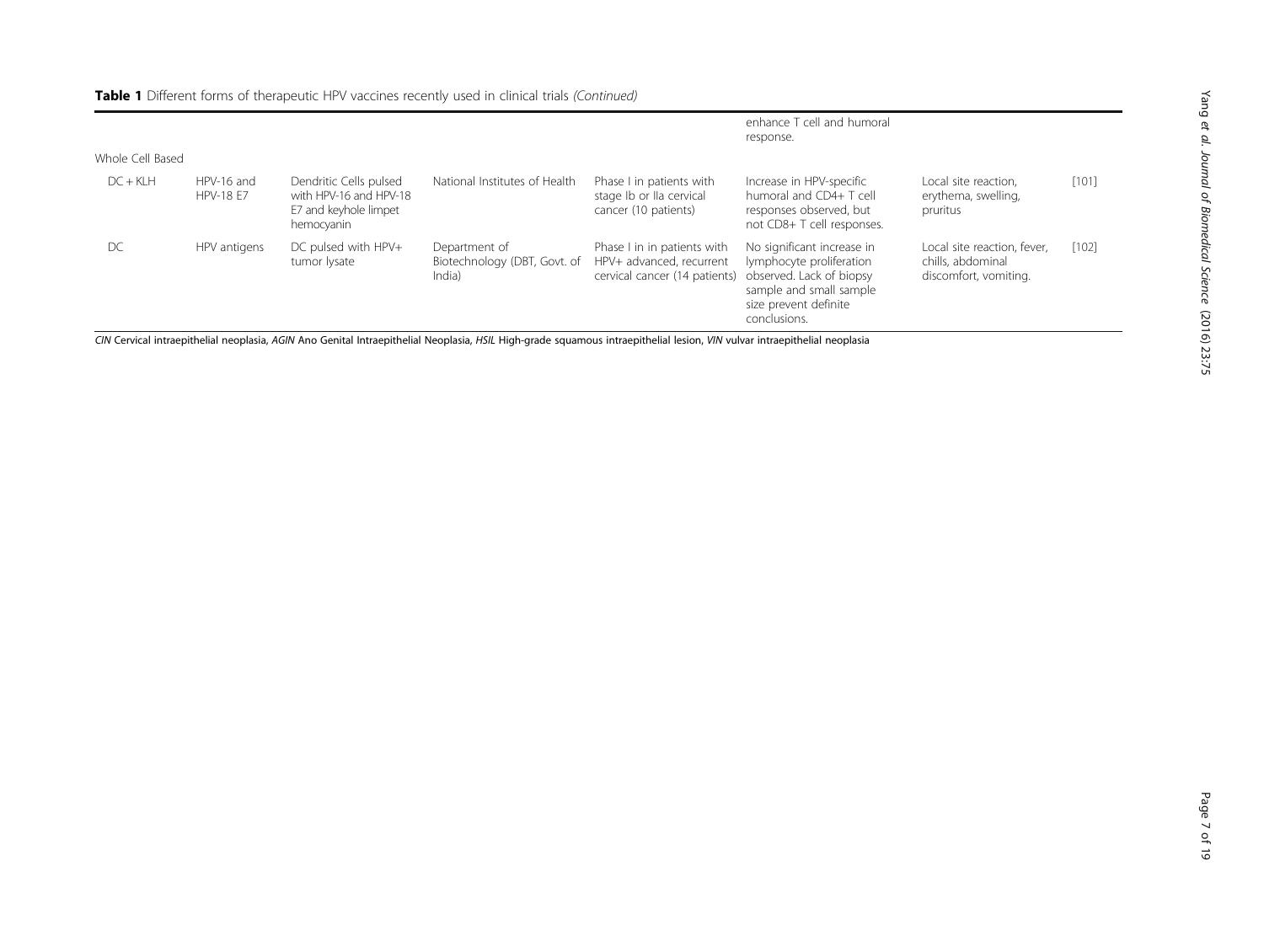**Table 1** Different forms of therapeutic HPV vaccines recently used in clinical trials *(Continued)*

| | | | | | | | |
|---|---|---|---|---|---|---|---|
| | | | | | enhance T cell and humoral response. | | |
| Whole Cell Based | | | | | | | |
| DC + KLH | HPV-16 and HPV-18 E7 | Dendritic Cells pulsed with HPV-16 and HPV-18 E7 and keyhole limpet hemocyanin | National Institutes of Health | Phase I in patients with stage Ib or IIa cervical cancer (10 patients) | Increase in HPV-specific humoral and CD4+ T cell responses observed, but not CD8+ T cell responses. | Local site reaction, erythema, swelling, pruritus | [101] |
| DC | HPV antigens | DC pulsed with HPV+ tumor lysate | Department of Biotechnology (DBT, Govt. of India) | Phase I in in patients with HPV+ advanced, recurrent cervical cancer (14 patients) | No significant increase in lymphocyte proliferation observed. Lack of biopsy sample and small sample size prevent definite conclusions. | Local site reaction, fever, chills, abdominal discomfort, vomiting. | [102] |

*CIN* Cervical intraepithelial neoplasia, *AGIN* Ano Genital Intraepithelial Neoplasia, *HSIL* High-grade squamous intraepithelial lesion, *VIN* vulvar intraepithelial neoplasia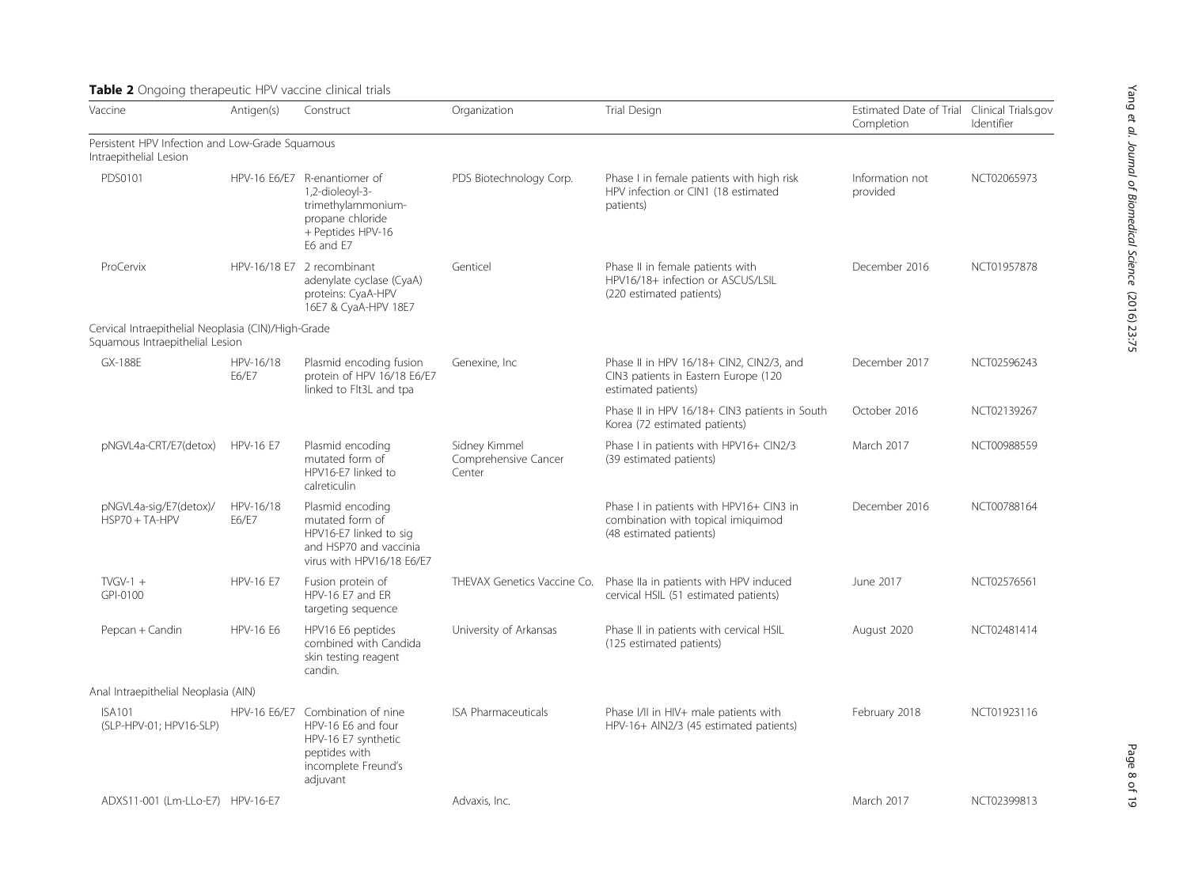**Table 2** Ongoing therapeutic HPV vaccine clinical trials

| Vaccine | Antigen(s) | Construct | Organization | Trial Design | Estimated Date of Trial Completion | Clinical Trials.gov Identifier |
|---|---|---|---|---|---|---|
| Persistent HPV Infection and Low-Grade Squamous Intraepithelial Lesion | | | | | | |
| PDS0101 | HPV-16 E6/E7 | R-enantiomer of 1,2-dioleoyl-3-trimethylammonium-propane chloride + Peptides HPV-16 E6 and E7 | PDS Biotechnology Corp. | Phase I in female patients with high risk HPV infection or CIN1 (18 estimated patients) | Information not provided | NCT02065973 |
| ProCervix | HPV-16/18 E7 | 2 recombinant adenylate cyclase (CyaA) proteins: CyaA-HPV 16E7 & CyaA-HPV 18E7 | Genticel | Phase II in female patients with HPV16/18+ infection or ASCUS/LSIL (220 estimated patients) | December 2016 | NCT01957878 |
| Cervical Intraepithelial Neoplasia (CIN)/High-Grade Squamous Intraepithelial Lesion | | | | | | |
| GX-188E | HPV-16/18 E6/E7 | Plasmid encoding fusion protein of HPV 16/18 E6/E7 linked to Flt3L and tpa | Genexine, Inc | Phase II in HPV 16/18+ CIN2, CIN2/3, and CIN3 patients in Eastern Europe (120 estimated patients) | December 2017 | NCT02596243 |
| | | | | Phase II in HPV 16/18+ CIN3 patients in South Korea (72 estimated patients) | October 2016 | NCT02139267 |
| pNGVL4a-CRT/E7(detox) | HPV-16 E7 | Plasmid encoding mutated form of HPV16-E7 linked to calreticulin | Sidney Kimmel Comprehensive Cancer Center | Phase I in patients with HPV16+ CIN2/3 (39 estimated patients) | March 2017 | NCT00988559 |
| pNGVL4a-sig/E7(detox)/ HSP70 + TA-HPV | HPV-16/18 E6/E7 | Plasmid encoding mutated form of HPV16-E7 linked to sig and HSP70 and vaccinia virus with HPV16/18 E6/E7 | | Phase I in patients with HPV16+ CIN3 in combination with topical imiquimod (48 estimated patients) | December 2016 | NCT00788164 |
| TVGV-1 + GPI-0100 | HPV-16 E7 | Fusion protein of HPV-16 E7 and ER targeting sequence | THEVAX Genetics Vaccine Co. | Phase IIa in patients with HPV induced cervical HSIL (51 estimated patients) | June 2017 | NCT02576561 |
| Pepcan + Candin | HPV-16 E6 | HPV16 E6 peptides combined with Candida skin testing reagent candin. | University of Arkansas | Phase II in patients with cervical HSIL (125 estimated patients) | August 2020 | NCT02481414 |
| Anal Intraepithelial Neoplasia (AIN) | | | | | | |
| ISA101 (SLP-HPV-01; HPV16-SLP) | HPV-16 E6/E7 | Combination of nine HPV-16 E6 and four HPV-16 E7 synthetic peptides with incomplete Freund's adjuvant | ISA Pharmaceuticals | Phase I/II in HIV+ male patients with HPV-16+ AIN2/3 (45 estimated patients) | February 2018 | NCT01923116 |
| ADXS11-001 (Lm-LLo-E7) | HPV-16-E7 | | Advaxis, Inc. | | March 2017 | NCT02399813 |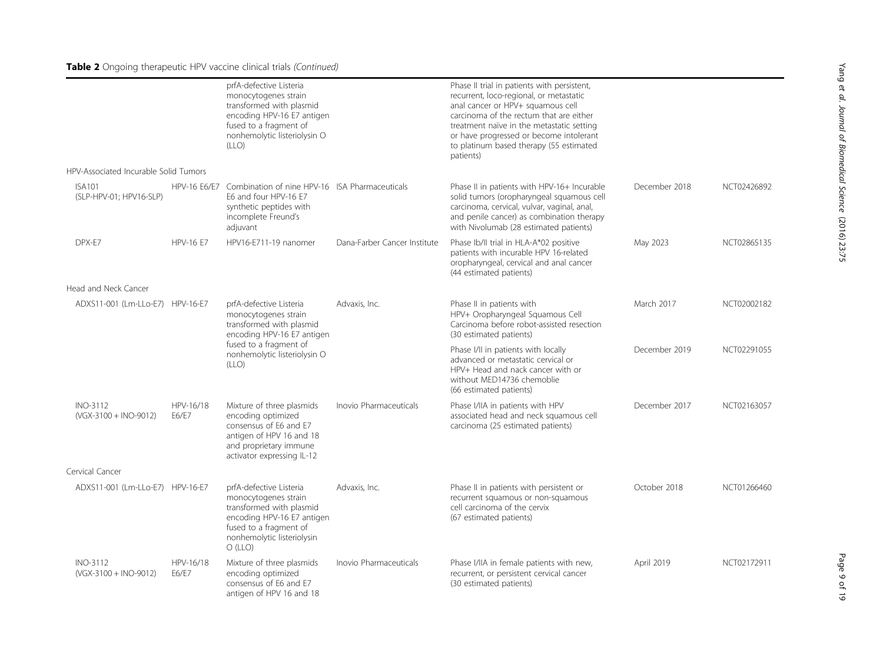**Table 2** Ongoing therapeutic HPV vaccine clinical trials *(Continued)*

| | | | | | | |
|---|---|---|---|---|---|---|
| | | prfA-defective Listeria monocytogenes strain transformed with plasmid encoding HPV-16 E7 antigen fused to a fragment of nonhemolytic listeriolysin O (LLO) | | Phase II trial in patients with persistent, recurrent, loco-regional, or metastatic anal cancer or HPV+ squamous cell carcinoma of the rectum that are either treatment naïve in the metastatic setting or have progressed or become intolerant to platinum based therapy (55 estimated patients) | | |
| HPV-Associated Incurable Solid Tumors | | | | | | |
| ISA101 (SLP-HPV-01; HPV16-SLP) | HPV-16 E6/E7 | Combination of nine HPV-16 E6 and four HPV-16 E7 synthetic peptides with incomplete Freund's adjuvant | ISA Pharmaceuticals | Phase II in patients with HPV-16+ Incurable solid tumors (oropharyngeal squamous cell carcinoma, cervical, vulvar, vaginal, anal, and penile cancer) as combination therapy with Nivolumab (28 estimated patients) | December 2018 | NCT02426892 |
| DPX-E7 | HPV-16 E7 | HPV16-E711-19 nanomer | Dana-Farber Cancer Institute | Phase Ib/II trial in HLA-A*02 positive patients with incurable HPV 16-related oropharyngeal, cervical and anal cancer (44 estimated patients) | May 2023 | NCT02865135 |
| Head and Neck Cancer | | | | | | |
| ADXS11-001 (Lm-LLo-E7) | HPV-16-E7 | prfA-defective Listeria monocytogenes strain transformed with plasmid encoding HPV-16 E7 antigen fused to a fragment of nonhemolytic listeriolysin O (LLO) | Advaxis, Inc. | Phase II in patients with HPV+ Oropharyngeal Squamous Cell Carcinoma before robot-assisted resection (30 estimated patients) | March 2017 | NCT02002182 |
| | | | | Phase I/II in patients with locally advanced or metastatic cervical or HPV+ Head and nack cancer with or without MED14736 chemoblie (66 estimated patients) | December 2019 | NCT02291055 |
| INO-3112 (VGX-3100 + INO-9012) | HPV-16/18 E6/E7 | Mixture of three plasmids encoding optimized consensus of E6 and E7 antigen of HPV 16 and 18 and proprietary immune activator expressing IL-12 | Inovio Pharmaceuticals | Phase I/IIA in patients with HPV associated head and neck squamous cell carcinoma (25 estimated patients) | December 2017 | NCT02163057 |
| Cervical Cancer | | | | | | |
| ADXS11-001 (Lm-LLo-E7) | HPV-16-E7 | prfA-defective Listeria monocytogenes strain transformed with plasmid encoding HPV-16 E7 antigen fused to a fragment of nonhemolytic listeriolysin O (LLO) | Advaxis, Inc. | Phase II in patients with persistent or recurrent squamous or non-squamous cell carcinoma of the cervix (67 estimated patients) | October 2018 | NCT01266460 |
| INO-3112 (VGX-3100 + INO-9012) | HPV-16/18 E6/E7 | Mixture of three plasmids encoding optimized consensus of E6 and E7 antigen of HPV 16 and 18 | Inovio Pharmaceuticals | Phase I/IIA in female patients with new, recurrent, or persistent cervical cancer (30 estimated patients) | April 2019 | NCT02172911 |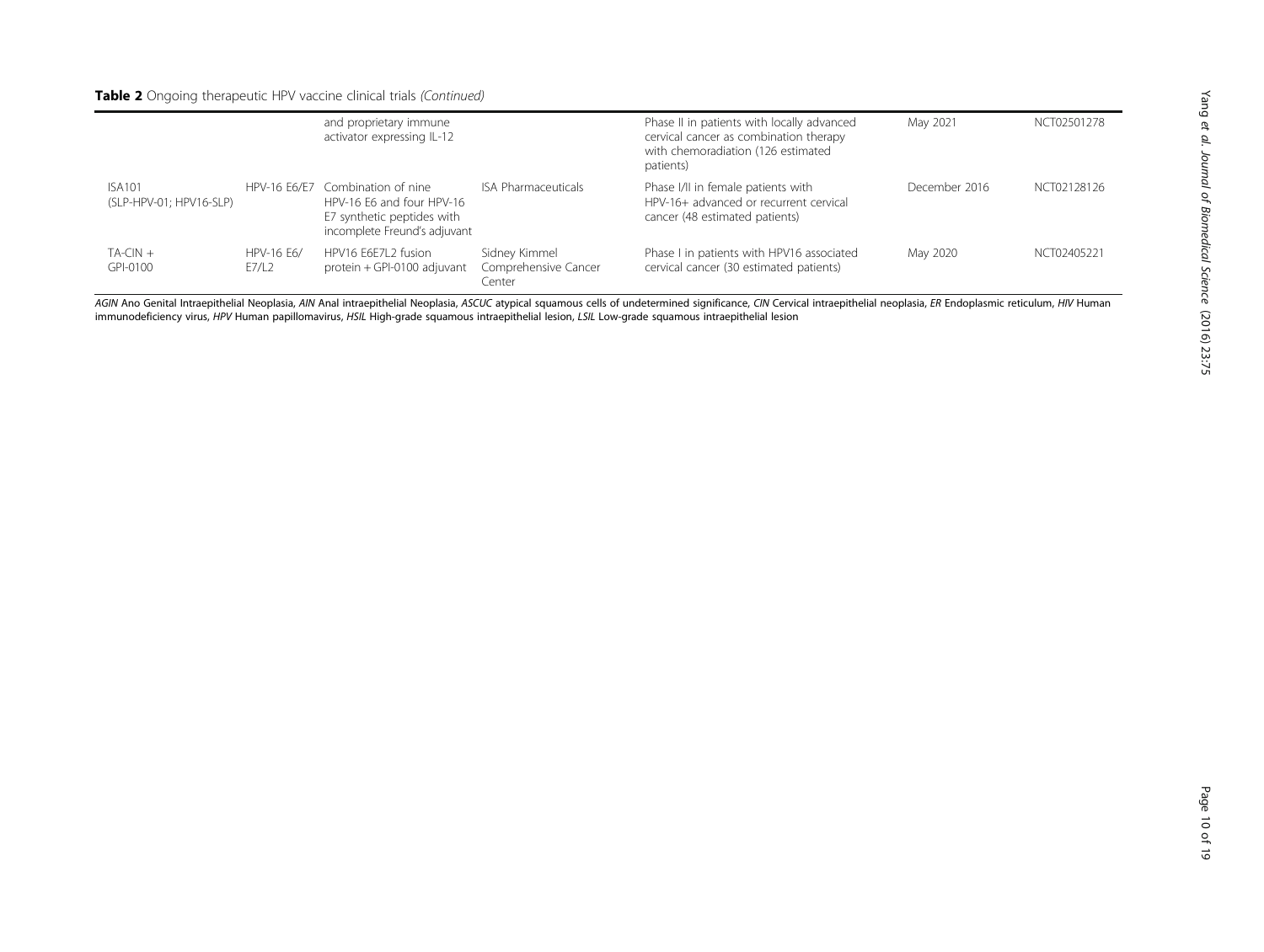**Table 2** Ongoing therapeutic HPV vaccine clinical trials *(Continued)*

| | | | | | | |
|---|---|---|---|---|---|---|
| | | and proprietary immune activator expressing IL-12 | | Phase II in patients with locally advanced cervical cancer as combination therapy with chemoradiation (126 estimated patients) | May 2021 | NCT02501278 |
| ISA101 (SLP-HPV-01; HPV16-SLP) | HPV-16 E6/E7 | Combination of nine HPV-16 E6 and four HPV-16 E7 synthetic peptides with incomplete Freund's adjuvant | ISA Pharmaceuticals | Phase I/II in female patients with HPV-16+ advanced or recurrent cervical cancer (48 estimated patients) | December 2016 | NCT02128126 |
| TA-CIN + GPI-0100 | HPV-16 E6/E7/L2 | HPV16 E6E7L2 fusion protein + GPI-0100 adjuvant | Sidney Kimmel Comprehensive Cancer Center | Phase I in patients with HPV16 associated cervical cancer (30 estimated patients) | May 2020 | NCT02405221 |

*AGIN* Ano Genital Intraepithelial Neoplasia, *AIN* Anal intraepithelial Neoplasia, *ASCUC* atypical squamous cells of undetermined significance, *CIN* Cervical intraepithelial neoplasia, *ER* Endoplasmic reticulum, *HIV* Human immunodeficiency virus, *HPV* Human papillomavirus, *HSIL* High-grade squamous intraepithelial lesion, *LSIL* Low-grade squamous intraepithelial lesion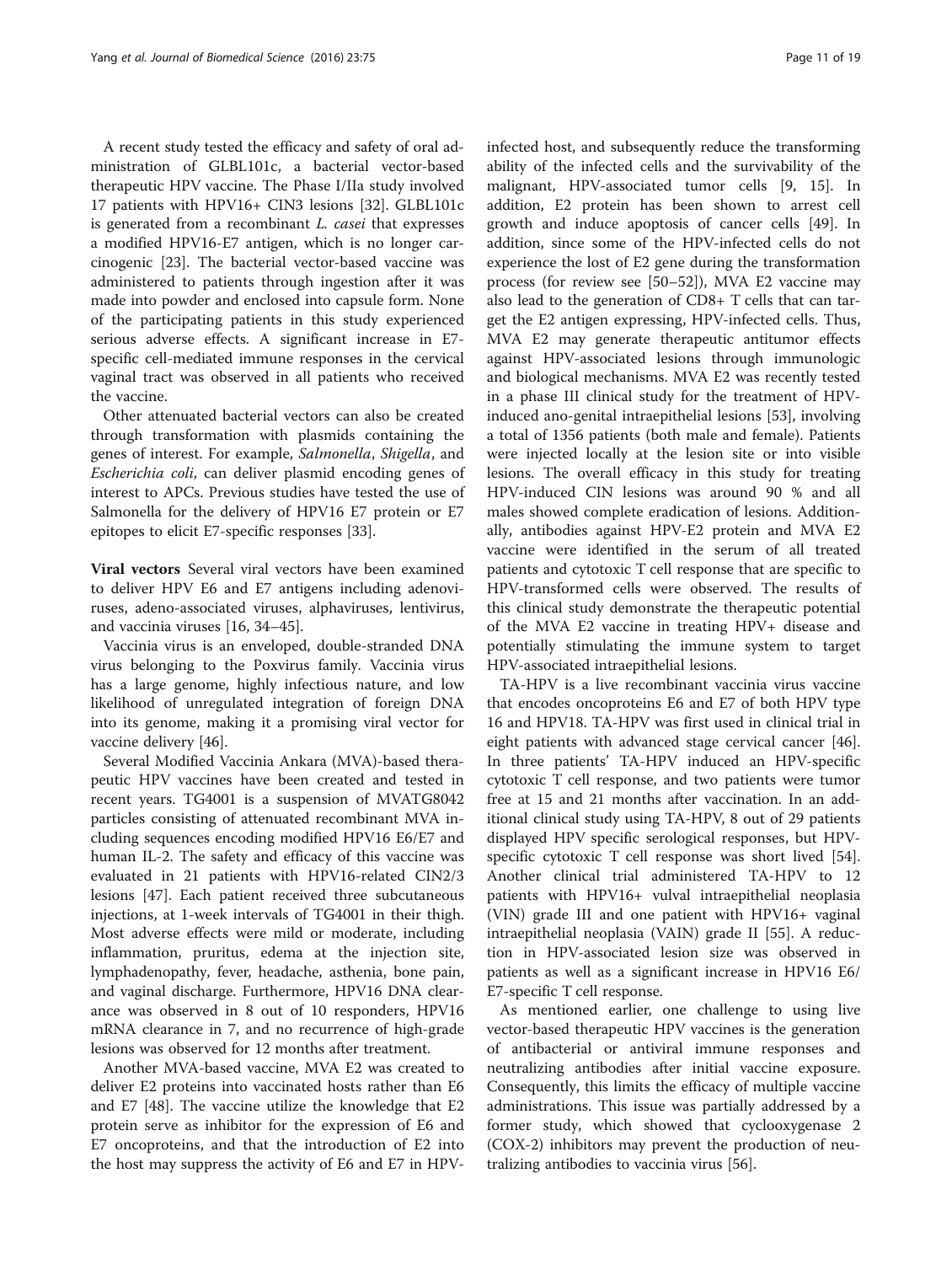A recent study tested the efficacy and safety of oral administration of GLBL101c, a bacterial vector-based therapeutic HPV vaccine. The Phase I/IIa study involved 17 patients with HPV16+ CIN3 lesions [32]. GLBL101c is generated from a recombinant *L. casei* that expresses a modified HPV16-E7 antigen, which is no longer carcinogenic [23]. The bacterial vector-based vaccine was administered to patients through ingestion after it was made into powder and enclosed into capsule form. None of the participating patients in this study experienced serious adverse effects. A significant increase in E7-specific cell-mediated immune responses in the cervical vaginal tract was observed in all patients who received the vaccine.

Other attenuated bacterial vectors can also be created through transformation with plasmids containing the genes of interest. For example, *Salmonella*, *Shigella*, and *Escherichia coli*, can deliver plasmid encoding genes of interest to APCs. Previous studies have tested the use of Salmonella for the delivery of HPV16 E7 protein or E7 epitopes to elicit E7-specific responses [33].

**Viral vectors** Several viral vectors have been examined to deliver HPV E6 and E7 antigens including adenoviruses, adeno-associated viruses, alphaviruses, lentivirus, and vaccinia viruses [16, 34–45].

Vaccinia virus is an enveloped, double-stranded DNA virus belonging to the Poxvirus family. Vaccinia virus has a large genome, highly infectious nature, and low likelihood of unregulated integration of foreign DNA into its genome, making it a promising viral vector for vaccine delivery [46].

Several Modified Vaccinia Ankara (MVA)-based therapeutic HPV vaccines have been created and tested in recent years. TG4001 is a suspension of MVATG8042 particles consisting of attenuated recombinant MVA including sequences encoding modified HPV16 E6/E7 and human IL-2. The safety and efficacy of this vaccine was evaluated in 21 patients with HPV16-related CIN2/3 lesions [47]. Each patient received three subcutaneous injections, at 1-week intervals of TG4001 in their thigh. Most adverse effects were mild or moderate, including inflammation, pruritus, edema at the injection site, lymphadenopathy, fever, headache, asthenia, bone pain, and vaginal discharge. Furthermore, HPV16 DNA clearance was observed in 8 out of 10 responders, HPV16 mRNA clearance in 7, and no recurrence of high-grade lesions was observed for 12 months after treatment.

Another MVA-based vaccine, MVA E2 was created to deliver E2 proteins into vaccinated hosts rather than E6 and E7 [48]. The vaccine utilize the knowledge that E2 protein serve as inhibitor for the expression of E6 and E7 oncoproteins, and that the introduction of E2 into the host may suppress the activity of E6 and E7 in HPV-infected host, and subsequently reduce the transforming ability of the infected cells and the survivability of the malignant, HPV-associated tumor cells [9, 15]. In addition, E2 protein has been shown to arrest cell growth and induce apoptosis of cancer cells [49]. In addition, since some of the HPV-infected cells do not experience the lost of E2 gene during the transformation process (for review see [50–52]), MVA E2 vaccine may also lead to the generation of CD8+ T cells that can target the E2 antigen expressing, HPV-infected cells. Thus, MVA E2 may generate therapeutic antitumor effects against HPV-associated lesions through immunologic and biological mechanisms. MVA E2 was recently tested in a phase III clinical study for the treatment of HPV-induced ano-genital intraepithelial lesions [53], involving a total of 1356 patients (both male and female). Patients were injected locally at the lesion site or into visible lesions. The overall efficacy in this study for treating HPV-induced CIN lesions was around 90 % and all males showed complete eradication of lesions. Additionally, antibodies against HPV-E2 protein and MVA E2 vaccine were identified in the serum of all treated patients and cytotoxic T cell response that are specific to HPV-transformed cells were observed. The results of this clinical study demonstrate the therapeutic potential of the MVA E2 vaccine in treating HPV+ disease and potentially stimulating the immune system to target HPV-associated intraepithelial lesions.

TA-HPV is a live recombinant vaccinia virus vaccine that encodes oncoproteins E6 and E7 of both HPV type 16 and HPV18. TA-HPV was first used in clinical trial in eight patients with advanced stage cervical cancer [46]. In three patients' TA-HPV induced an HPV-specific cytotoxic T cell response, and two patients were tumor free at 15 and 21 months after vaccination. In an additional clinical study using TA-HPV, 8 out of 29 patients displayed HPV specific serological responses, but HPV-specific cytotoxic T cell response was short lived [54]. Another clinical trial administered TA-HPV to 12 patients with HPV16+ vulval intraepithelial neoplasia (VIN) grade III and one patient with HPV16+ vaginal intraepithelial neoplasia (VAIN) grade II [55]. A reduction in HPV-associated lesion size was observed in patients as well as a significant increase in HPV16 E6/E7-specific T cell response.

As mentioned earlier, one challenge to using live vector-based therapeutic HPV vaccines is the generation of antibacterial or antiviral immune responses and neutralizing antibodies after initial vaccine exposure. Consequently, this limits the efficacy of multiple vaccine administrations. This issue was partially addressed by a former study, which showed that cyclooxygenase 2 (COX-2) inhibitors may prevent the production of neutralizing antibodies to vaccinia virus [56].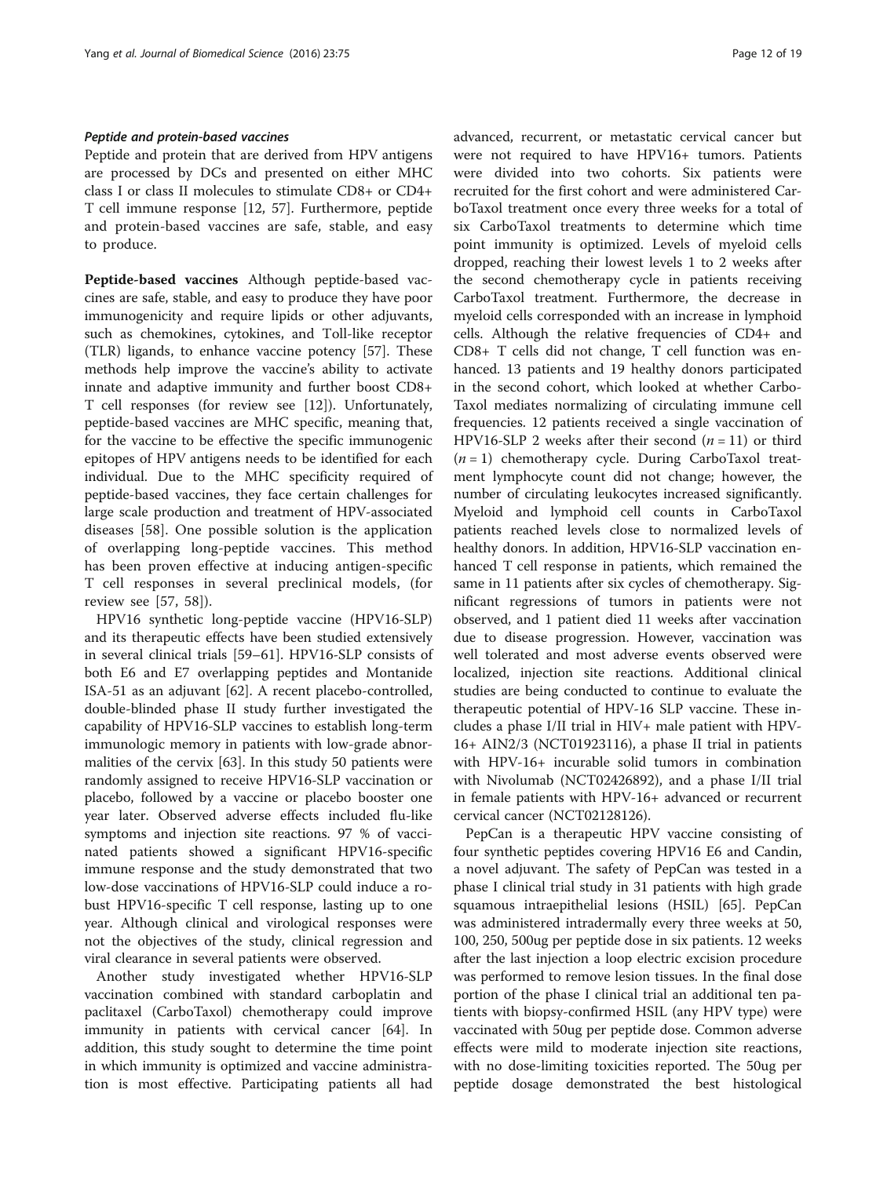#### *Peptide and protein-based vaccines*

Peptide and protein that are derived from HPV antigens are processed by DCs and presented on either MHC class I or class II molecules to stimulate CD8+ or CD4+ T cell immune response [12, 57]. Furthermore, peptide and protein-based vaccines are safe, stable, and easy to produce.

**Peptide-based vaccines** Although peptide-based vaccines are safe, stable, and easy to produce they have poor immunogenicity and require lipids or other adjuvants, such as chemokines, cytokines, and Toll-like receptor (TLR) ligands, to enhance vaccine potency [57]. These methods help improve the vaccine's ability to activate innate and adaptive immunity and further boost CD8+ T cell responses (for review see [12]). Unfortunately, peptide-based vaccines are MHC specific, meaning that, for the vaccine to be effective the specific immunogenic epitopes of HPV antigens needs to be identified for each individual. Due to the MHC specificity required of peptide-based vaccines, they face certain challenges for large scale production and treatment of HPV-associated diseases [58]. One possible solution is the application of overlapping long-peptide vaccines. This method has been proven effective at inducing antigen-specific T cell responses in several preclinical models, (for review see [57, 58]).

HPV16 synthetic long-peptide vaccine (HPV16-SLP) and its therapeutic effects have been studied extensively in several clinical trials [59–61]. HPV16-SLP consists of both E6 and E7 overlapping peptides and Montanide ISA-51 as an adjuvant [62]. A recent placebo-controlled, double-blinded phase II study further investigated the capability of HPV16-SLP vaccines to establish long-term immunologic memory in patients with low-grade abnormalities of the cervix [63]. In this study 50 patients were randomly assigned to receive HPV16-SLP vaccination or placebo, followed by a vaccine or placebo booster one year later. Observed adverse effects included flu-like symptoms and injection site reactions. 97 % of vaccinated patients showed a significant HPV16-specific immune response and the study demonstrated that two low-dose vaccinations of HPV16-SLP could induce a robust HPV16-specific T cell response, lasting up to one year. Although clinical and virological responses were not the objectives of the study, clinical regression and viral clearance in several patients were observed.

Another study investigated whether HPV16-SLP vaccination combined with standard carboplatin and paclitaxel (CarboTaxol) chemotherapy could improve immunity in patients with cervical cancer [64]. In addition, this study sought to determine the time point in which immunity is optimized and vaccine administration is most effective. Participating patients all had advanced, recurrent, or metastatic cervical cancer but were not required to have HPV16+ tumors. Patients were divided into two cohorts. Six patients were recruited for the first cohort and were administered CarboTaxol treatment once every three weeks for a total of six CarboTaxol treatments to determine which time point immunity is optimized. Levels of myeloid cells dropped, reaching their lowest levels 1 to 2 weeks after the second chemotherapy cycle in patients receiving CarboTaxol treatment. Furthermore, the decrease in myeloid cells corresponded with an increase in lymphoid cells. Although the relative frequencies of CD4+ and CD8+ T cells did not change, T cell function was enhanced. 13 patients and 19 healthy donors participated in the second cohort, which looked at whether CarboTaxol mediates normalizing of circulating immune cell frequencies. 12 patients received a single vaccination of HPV16-SLP 2 weeks after their second ($n = 11$) or third ($n = 1$) chemotherapy cycle. During CarboTaxol treatment lymphocyte count did not change; however, the number of circulating leukocytes increased significantly. Myeloid and lymphoid cell counts in CarboTaxol patients reached levels close to normalized levels of healthy donors. In addition, HPV16-SLP vaccination enhanced T cell response in patients, which remained the same in 11 patients after six cycles of chemotherapy. Significant regressions of tumors in patients were not observed, and 1 patient died 11 weeks after vaccination due to disease progression. However, vaccination was well tolerated and most adverse events observed were localized, injection site reactions. Additional clinical studies are being conducted to continue to evaluate the therapeutic potential of HPV-16 SLP vaccine. These includes a phase I/II trial in HIV+ male patient with HPV-16+ AIN2/3 (NCT01923116), a phase II trial in patients with HPV-16+ incurable solid tumors in combination with Nivolumab (NCT02426892), and a phase I/II trial in female patients with HPV-16+ advanced or recurrent cervical cancer (NCT02128126).

PepCan is a therapeutic HPV vaccine consisting of four synthetic peptides covering HPV16 E6 and Candin, a novel adjuvant. The safety of PepCan was tested in a phase I clinical trial study in 31 patients with high grade squamous intraepithelial lesions (HSIL) [65]. PepCan was administered intradermally every three weeks at 50, 100, 250, 500ug per peptide dose in six patients. 12 weeks after the last injection a loop electric excision procedure was performed to remove lesion tissues. In the final dose portion of the phase I clinical trial an additional ten patients with biopsy-confirmed HSIL (any HPV type) were vaccinated with 50ug per peptide dose. Common adverse effects were mild to moderate injection site reactions, with no dose-limiting toxicities reported. The 50ug per peptide dosage demonstrated the best histological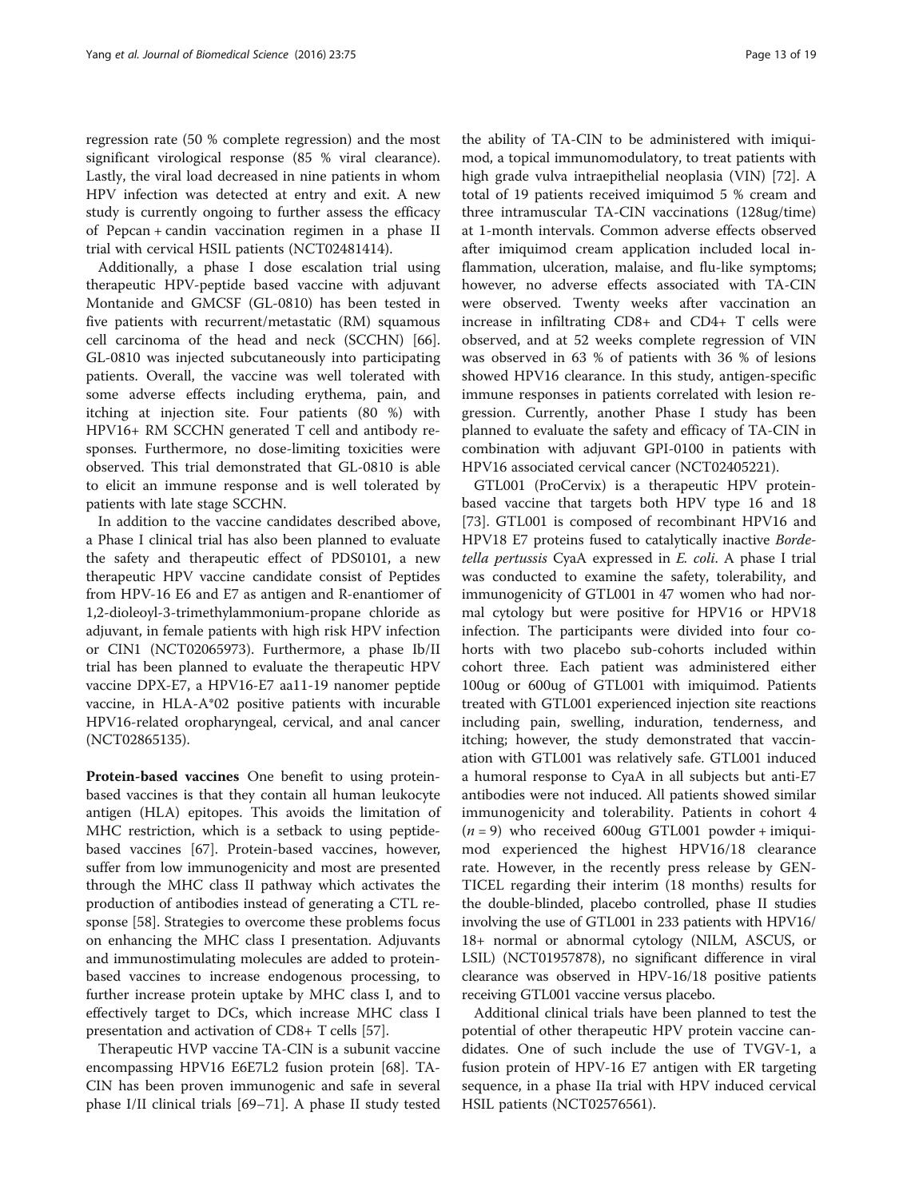regression rate (50 % complete regression) and the most significant virological response (85 % viral clearance). Lastly, the viral load decreased in nine patients in whom HPV infection was detected at entry and exit. A new study is currently ongoing to further assess the efficacy of Pepcan + candin vaccination regimen in a phase II trial with cervical HSIL patients (NCT02481414).

Additionally, a phase I dose escalation trial using therapeutic HPV-peptide based vaccine with adjuvant Montanide and GMCSF (GL-0810) has been tested in five patients with recurrent/metastatic (RM) squamous cell carcinoma of the head and neck (SCCHN) [66]. GL-0810 was injected subcutaneously into participating patients. Overall, the vaccine was well tolerated with some adverse effects including erythema, pain, and itching at injection site. Four patients (80 %) with HPV16+ RM SCCHN generated T cell and antibody responses. Furthermore, no dose-limiting toxicities were observed. This trial demonstrated that GL-0810 is able to elicit an immune response and is well tolerated by patients with late stage SCCHN.

In addition to the vaccine candidates described above, a Phase I clinical trial has also been planned to evaluate the safety and therapeutic effect of PDS0101, a new therapeutic HPV vaccine candidate consist of Peptides from HPV-16 E6 and E7 as antigen and R-enantiomer of 1,2-dioleoyl-3-trimethylammonium-propane chloride as adjuvant, in female patients with high risk HPV infection or CIN1 (NCT02065973). Furthermore, a phase Ib/II trial has been planned to evaluate the therapeutic HPV vaccine DPX-E7, a HPV16-E7 aa11-19 nanomer peptide vaccine, in HLA-A*02 positive patients with incurable HPV16-related oropharyngeal, cervical, and anal cancer (NCT02865135).

**Protein-based vaccines** One benefit to using protein-based vaccines is that they contain all human leukocyte antigen (HLA) epitopes. This avoids the limitation of MHC restriction, which is a setback to using peptide-based vaccines [67]. Protein-based vaccines, however, suffer from low immunogenicity and most are presented through the MHC class II pathway which activates the production of antibodies instead of generating a CTL response [58]. Strategies to overcome these problems focus on enhancing the MHC class I presentation. Adjuvants and immunostimulating molecules are added to protein-based vaccines to increase endogenous processing, to further increase protein uptake by MHC class I, and to effectively target to DCs, which increase MHC class I presentation and activation of CD8+ T cells [57].

Therapeutic HVP vaccine TA-CIN is a subunit vaccine encompassing HPV16 E6E7L2 fusion protein [68]. TA-CIN has been proven immunogenic and safe in several phase I/II clinical trials [69–71]. A phase II study tested the ability of TA-CIN to be administered with imiquimod, a topical immunomodulatory, to treat patients with high grade vulva intraepithelial neoplasia (VIN) [72]. A total of 19 patients received imiquimod 5 % cream and three intramuscular TA-CIN vaccinations (128ug/time) at 1-month intervals. Common adverse effects observed after imiquimod cream application included local inflammation, ulceration, malaise, and flu-like symptoms; however, no adverse effects associated with TA-CIN were observed. Twenty weeks after vaccination an increase in infiltrating CD8+ and CD4+ T cells were observed, and at 52 weeks complete regression of VIN was observed in 63 % of patients with 36 % of lesions showed HPV16 clearance. In this study, antigen-specific immune responses in patients correlated with lesion regression. Currently, another Phase I study has been planned to evaluate the safety and efficacy of TA-CIN in combination with adjuvant GPI-0100 in patients with HPV16 associated cervical cancer (NCT02405221).

GTL001 (ProCervix) is a therapeutic HPV protein-based vaccine that targets both HPV type 16 and 18 [73]. GTL001 is composed of recombinant HPV16 and HPV18 E7 proteins fused to catalytically inactive *Bordetella pertussis* CyaA expressed in *E. coli*. A phase I trial was conducted to examine the safety, tolerability, and immunogenicity of GTL001 in 47 women who had normal cytology but were positive for HPV16 or HPV18 infection. The participants were divided into four cohorts with two placebo sub-cohorts included within cohort three. Each patient was administered either 100ug or 600ug of GTL001 with imiquimod. Patients treated with GTL001 experienced injection site reactions including pain, swelling, induration, tenderness, and itching; however, the study demonstrated that vaccination with GTL001 was relatively safe. GTL001 induced a humoral response to CyaA in all subjects but anti-E7 antibodies were not induced. All patients showed similar immunogenicity and tolerability. Patients in cohort 4 ($n = 9$) who received 600ug GTL001 powder + imiquimod experienced the highest HPV16/18 clearance rate. However, in the recently press release by GENTICEL regarding their interim (18 months) results for the double-blinded, placebo controlled, phase II studies involving the use of GTL001 in 233 patients with HPV16/18+ normal or abnormal cytology (NILM, ASCUS, or LSIL) (NCT01957878), no significant difference in viral clearance was observed in HPV-16/18 positive patients receiving GTL001 vaccine versus placebo.

Additional clinical trials have been planned to test the potential of other therapeutic HPV protein vaccine candidates. One of such include the use of TVGV-1, a fusion protein of HPV-16 E7 antigen with ER targeting sequence, in a phase IIa trial with HPV induced cervical HSIL patients (NCT02576561).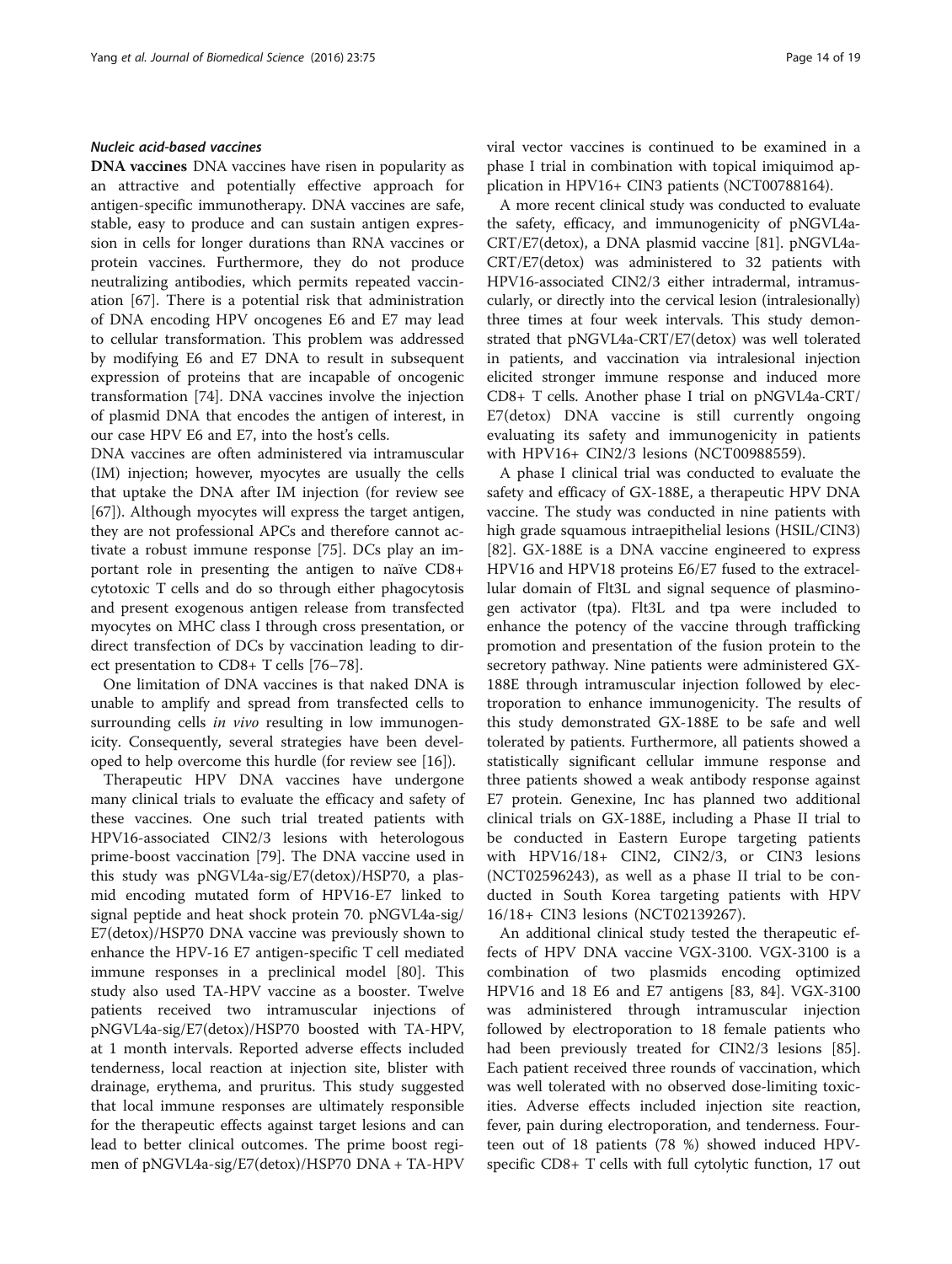#### *Nucleic acid-based vaccines*

**DNA vaccines** DNA vaccines have risen in popularity as an attractive and potentially effective approach for antigen-specific immunotherapy. DNA vaccines are safe, stable, easy to produce and can sustain antigen expression in cells for longer durations than RNA vaccines or protein vaccines. Furthermore, they do not produce neutralizing antibodies, which permits repeated vaccination [67]. There is a potential risk that administration of DNA encoding HPV oncogenes E6 and E7 may lead to cellular transformation. This problem was addressed by modifying E6 and E7 DNA to result in subsequent expression of proteins that are incapable of oncogenic transformation [74]. DNA vaccines involve the injection of plasmid DNA that encodes the antigen of interest, in our case HPV E6 and E7, into the host's cells.

DNA vaccines are often administered via intramuscular (IM) injection; however, myocytes are usually the cells that uptake the DNA after IM injection (for review see [67]). Although myocytes will express the target antigen, they are not professional APCs and therefore cannot activate a robust immune response [75]. DCs play an important role in presenting the antigen to naïve CD8+ cytotoxic T cells and do so through either phagocytosis and present exogenous antigen release from transfected myocytes on MHC class I through cross presentation, or direct transfection of DCs by vaccination leading to direct presentation to CD8+ T cells [76–78].

One limitation of DNA vaccines is that naked DNA is unable to amplify and spread from transfected cells to surrounding cells *in vivo* resulting in low immunogenicity. Consequently, several strategies have been developed to help overcome this hurdle (for review see [16]).

Therapeutic HPV DNA vaccines have undergone many clinical trials to evaluate the efficacy and safety of these vaccines. One such trial treated patients with HPV16-associated CIN2/3 lesions with heterologous prime-boost vaccination [79]. The DNA vaccine used in this study was pNGVL4a-sig/E7(detox)/HSP70, a plasmid encoding mutated form of HPV16-E7 linked to signal peptide and heat shock protein 70. pNGVL4a-sig/E7(detox)/HSP70 DNA vaccine was previously shown to enhance the HPV-16 E7 antigen-specific T cell mediated immune responses in a preclinical model [80]. This study also used TA-HPV vaccine as a booster. Twelve patients received two intramuscular injections of pNGVL4a-sig/E7(detox)/HSP70 boosted with TA-HPV, at 1 month intervals. Reported adverse effects included tenderness, local reaction at injection site, blister with drainage, erythema, and pruritus. This study suggested that local immune responses are ultimately responsible for the therapeutic effects against target lesions and can lead to better clinical outcomes. The prime boost regimen of pNGVL4a-sig/E7(detox)/HSP70 DNA + TA-HPV viral vector vaccines is continued to be examined in a phase I trial in combination with topical imiquimod application in HPV16+ CIN3 patients (NCT00788164).

A more recent clinical study was conducted to evaluate the safety, efficacy, and immunogenicity of pNGVL4a-CRT/E7(detox), a DNA plasmid vaccine [81]. pNGVL4a-CRT/E7(detox) was administered to 32 patients with HPV16-associated CIN2/3 either intradermal, intramuscularly, or directly into the cervical lesion (intralesionally) three times at four week intervals. This study demonstrated that pNGVL4a-CRT/E7(detox) was well tolerated in patients, and vaccination via intralesional injection elicited stronger immune response and induced more CD8+ T cells. Another phase I trial on pNGVL4a-CRT/E7(detox) DNA vaccine is still currently ongoing evaluating its safety and immunogenicity in patients with HPV16+ CIN2/3 lesions (NCT00988559).

A phase I clinical trial was conducted to evaluate the safety and efficacy of GX-188E, a therapeutic HPV DNA vaccine. The study was conducted in nine patients with high grade squamous intraepithelial lesions (HSIL/CIN3) [82]. GX-188E is a DNA vaccine engineered to express HPV16 and HPV18 proteins E6/E7 fused to the extracellular domain of Flt3L and signal sequence of plasminogen activator (tpa). Flt3L and tpa were included to enhance the potency of the vaccine through trafficking promotion and presentation of the fusion protein to the secretory pathway. Nine patients were administered GX-188E through intramuscular injection followed by electroporation to enhance immunogenicity. The results of this study demonstrated GX-188E to be safe and well tolerated by patients. Furthermore, all patients showed a statistically significant cellular immune response and three patients showed a weak antibody response against E7 protein. Genexine, Inc has planned two additional clinical trials on GX-188E, including a Phase II trial to be conducted in Eastern Europe targeting patients with HPV16/18+ CIN2, CIN2/3, or CIN3 lesions (NCT02596243), as well as a phase II trial to be conducted in South Korea targeting patients with HPV 16/18+ CIN3 lesions (NCT02139267).

An additional clinical study tested the therapeutic effects of HPV DNA vaccine VGX-3100. VGX-3100 is a combination of two plasmids encoding optimized HPV16 and 18 E6 and E7 antigens [83, 84]. VGX-3100 was administered through intramuscular injection followed by electroporation to 18 female patients who had been previously treated for CIN2/3 lesions [85]. Each patient received three rounds of vaccination, which was well tolerated with no observed dose-limiting toxicities. Adverse effects included injection site reaction, fever, pain during electroporation, and tenderness. Fourteen out of 18 patients (78 %) showed induced HPV-specific CD8+ T cells with full cytolytic function, 17 out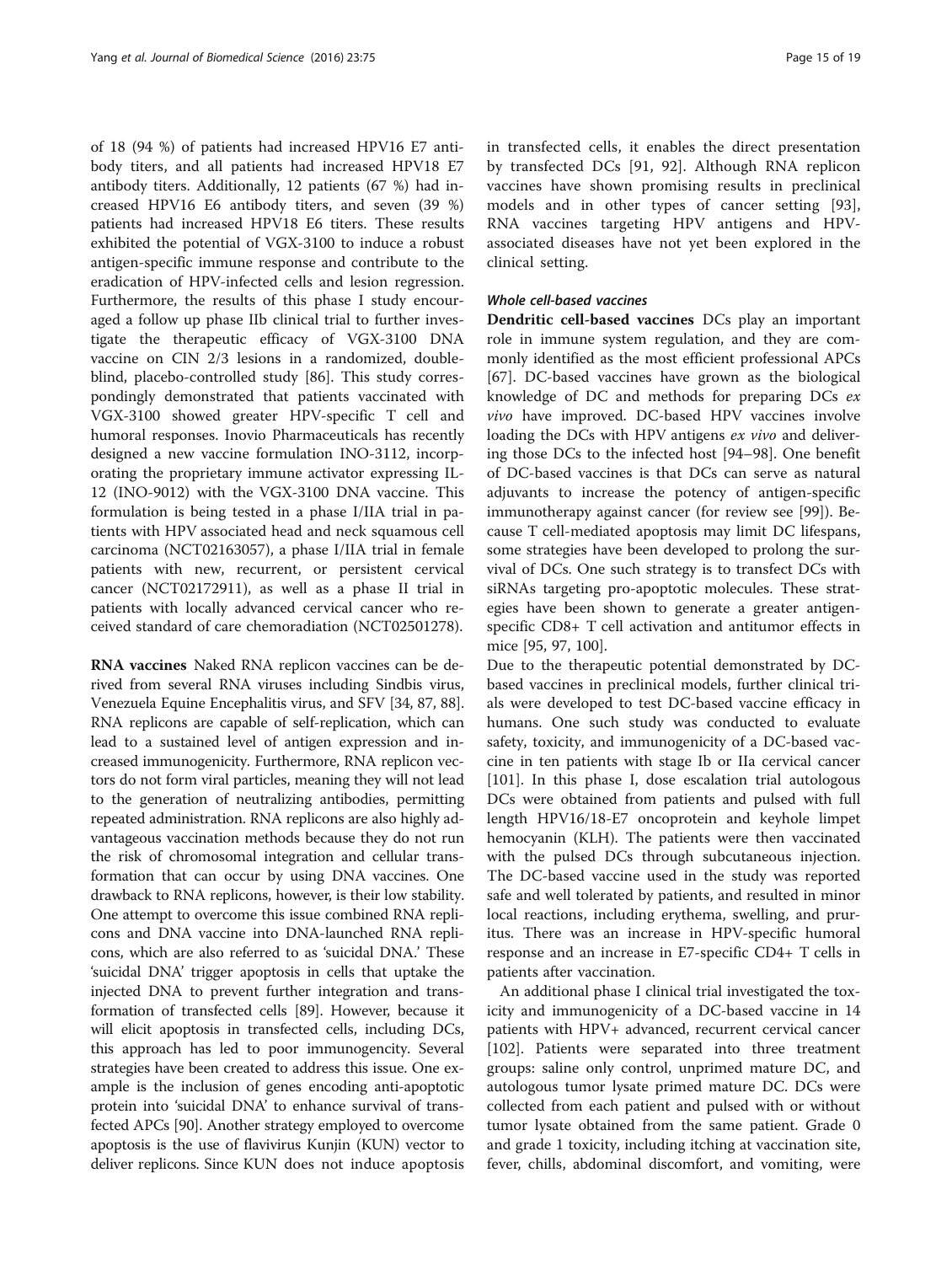of 18 (94 %) of patients had increased HPV16 E7 antibody titers, and all patients had increased HPV18 E7 antibody titers. Additionally, 12 patients (67 %) had increased HPV16 E6 antibody titers, and seven (39 %) patients had increased HPV18 E6 titers. These results exhibited the potential of VGX-3100 to induce a robust antigen-specific immune response and contribute to the eradication of HPV-infected cells and lesion regression. Furthermore, the results of this phase I study encouraged a follow up phase IIb clinical trial to further investigate the therapeutic efficacy of VGX-3100 DNA vaccine on CIN 2/3 lesions in a randomized, double-blind, placebo-controlled study [86]. This study correspondingly demonstrated that patients vaccinated with VGX-3100 showed greater HPV-specific T cell and humoral responses. Inovio Pharmaceuticals has recently designed a new vaccine formulation INO-3112, incorporating the proprietary immune activator expressing IL-12 (INO-9012) with the VGX-3100 DNA vaccine. This formulation is being tested in a phase I/IIA trial in patients with HPV associated head and neck squamous cell carcinoma (NCT02163057), a phase I/IIA trial in female patients with new, recurrent, or persistent cervical cancer (NCT02172911), as well as a phase II trial in patients with locally advanced cervical cancer who received standard of care chemoradiation (NCT02501278).

**RNA vaccines** Naked RNA replicon vaccines can be derived from several RNA viruses including Sindbis virus, Venezuela Equine Encephalitis virus, and SFV [34, 87, 88]. RNA replicons are capable of self-replication, which can lead to a sustained level of antigen expression and increased immunogenicity. Furthermore, RNA replicon vectors do not form viral particles, meaning they will not lead to the generation of neutralizing antibodies, permitting repeated administration. RNA replicons are also highly advantageous vaccination methods because they do not run the risk of chromosomal integration and cellular transformation that can occur by using DNA vaccines. One drawback to RNA replicons, however, is their low stability. One attempt to overcome this issue combined RNA replicons and DNA vaccine into DNA-launched RNA replicons, which are also referred to as 'suicidal DNA.' These 'suicidal DNA' trigger apoptosis in cells that uptake the injected DNA to prevent further integration and transformation of transfected cells [89]. However, because it will elicit apoptosis in transfected cells, including DCs, this approach has led to poor immunogencity. Several strategies have been created to address this issue. One example is the inclusion of genes encoding anti-apoptotic protein into 'suicidal DNA' to enhance survival of transfected APCs [90]. Another strategy employed to overcome apoptosis is the use of flavivirus Kunjin (KUN) vector to deliver replicons. Since KUN does not induce apoptosis in transfected cells, it enables the direct presentation by transfected DCs [91, 92]. Although RNA replicon vaccines have shown promising results in preclinical models and in other types of cancer setting [93], RNA vaccines targeting HPV antigens and HPV-associated diseases have not yet been explored in the clinical setting.

#### *Whole cell-based vaccines*

**Dendritic cell-based vaccines** DCs play an important role in immune system regulation, and they are commonly identified as the most efficient professional APCs [67]. DC-based vaccines have grown as the biological knowledge of DC and methods for preparing DCs *ex vivo* have improved. DC-based HPV vaccines involve loading the DCs with HPV antigens *ex vivo* and delivering those DCs to the infected host [94–98]. One benefit of DC-based vaccines is that DCs can serve as natural adjuvants to increase the potency of antigen-specific immunotherapy against cancer (for review see [99]). Because T cell-mediated apoptosis may limit DC lifespans, some strategies have been developed to prolong the survival of DCs. One such strategy is to transfect DCs with siRNAs targeting pro-apoptotic molecules. These strategies have been shown to generate a greater antigen-specific CD8+ T cell activation and antitumor effects in mice [95, 97, 100].

Due to the therapeutic potential demonstrated by DC-based vaccines in preclinical models, further clinical trials were developed to test DC-based vaccine efficacy in humans. One such study was conducted to evaluate safety, toxicity, and immunogenicity of a DC-based vaccine in ten patients with stage Ib or IIa cervical cancer [101]. In this phase I, dose escalation trial autologous DCs were obtained from patients and pulsed with full length HPV16/18-E7 oncoprotein and keyhole limpet hemocyanin (KLH). The patients were then vaccinated with the pulsed DCs through subcutaneous injection. The DC-based vaccine used in the study was reported safe and well tolerated by patients, and resulted in minor local reactions, including erythema, swelling, and pruritus. There was an increase in HPV-specific humoral response and an increase in E7-specific CD4+ T cells in patients after vaccination.

An additional phase I clinical trial investigated the toxicity and immunogenicity of a DC-based vaccine in 14 patients with HPV+ advanced, recurrent cervical cancer [102]. Patients were separated into three treatment groups: saline only control, unprimed mature DC, and autologous tumor lysate primed mature DC. DCs were collected from each patient and pulsed with or without tumor lysate obtained from the same patient. Grade 0 and grade 1 toxicity, including itching at vaccination site, fever, chills, abdominal discomfort, and vomiting, were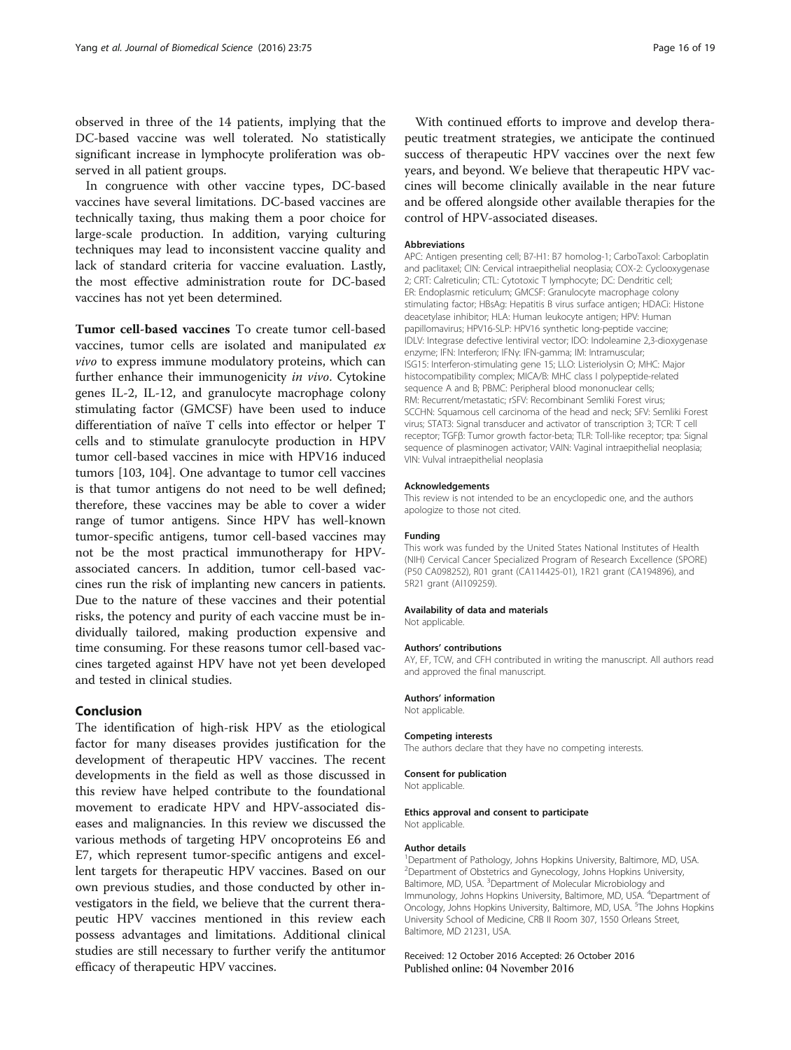observed in three of the 14 patients, implying that the DC-based vaccine was well tolerated. No statistically significant increase in lymphocyte proliferation was observed in all patient groups.

In congruence with other vaccine types, DC-based vaccines have several limitations. DC-based vaccines are technically taxing, thus making them a poor choice for large-scale production. In addition, varying culturing techniques may lead to inconsistent vaccine quality and lack of standard criteria for vaccine evaluation. Lastly, the most effective administration route for DC-based vaccines has not yet been determined.

**Tumor cell-based vaccines** To create tumor cell-based vaccines, tumor cells are isolated and manipulated *ex vivo* to express immune modulatory proteins, which can further enhance their immunogenicity *in vivo*. Cytokine genes IL-2, IL-12, and granulocyte macrophage colony stimulating factor (GMCSF) have been used to induce differentiation of naïve T cells into effector or helper T cells and to stimulate granulocyte production in HPV tumor cell-based vaccines in mice with HPV16 induced tumors [103, 104]. One advantage to tumor cell vaccines is that tumor antigens do not need to be well defined; therefore, these vaccines may be able to cover a wider range of tumor antigens. Since HPV has well-known tumor-specific antigens, tumor cell-based vaccines may not be the most practical immunotherapy for HPV-associated cancers. In addition, tumor cell-based vaccines run the risk of implanting new cancers in patients. Due to the nature of these vaccines and their potential risks, the potency and purity of each vaccine must be individually tailored, making production expensive and time consuming. For these reasons tumor cell-based vaccines targeted against HPV have not yet been developed and tested in clinical studies.

## Conclusion

The identification of high-risk HPV as the etiological factor for many diseases provides justification for the development of therapeutic HPV vaccines. The recent developments in the field as well as those discussed in this review have helped contribute to the foundational movement to eradicate HPV and HPV-associated diseases and malignancies. In this review we discussed the various methods of targeting HPV oncoproteins E6 and E7, which represent tumor-specific antigens and excellent targets for therapeutic HPV vaccines. Based on our own previous studies, and those conducted by other investigators in the field, we believe that the current therapeutic HPV vaccines mentioned in this review each possess advantages and limitations. Additional clinical studies are still necessary to further verify the antitumor efficacy of therapeutic HPV vaccines.

With continued efforts to improve and develop therapeutic treatment strategies, we anticipate the continued success of therapeutic HPV vaccines over the next few years, and beyond. We believe that therapeutic HPV vaccines will become clinically available in the near future and be offered alongside other available therapies for the control of HPV-associated diseases.

#### Abbreviations

APC: Antigen presenting cell; B7-H1: B7 homolog-1; CarboTaxol: Carboplatin and paclitaxel; CIN: Cervical intraepithelial neoplasia; COX-2: Cyclooxygenase 2; CRT: Calreticulin; CTL: Cytotoxic T lymphocyte; DC: Dendritic cell; ER: Endoplasmic reticulum; GMCSF: Granulocyte macrophage colony stimulating factor; HBsAg: Hepatitis B virus surface antigen; HDACi: Histone deacetylase inhibitor; HLA: Human leukocyte antigen; HPV: Human papillomavirus; HPV16-SLP: HPV16 synthetic long-peptide vaccine; IDLV: Integrase defective lentiviral vector; IDO: Indoleamine 2,3-dioxygenase enzyme; IFN: Interferon; IFNγ: IFN-gamma; IM: Intramuscular; ISG15: Interferon-stimulating gene 15; LLO: Listeriolysin O; MHC: Major histocompatibility complex; MICA/B: MHC class I polypeptide-related sequence A and B; PBMC: Peripheral blood mononuclear cells; RM: Recurrent/metastatic; rSFV: Recombinant Semliki Forest virus; SCCHN: Squamous cell carcinoma of the head and neck; SFV: Semliki Forest virus; STAT3: Signal transducer and activator of transcription 3; TCR: T cell receptor; TGFβ: Tumor growth factor-beta; TLR: Toll-like receptor; tpa: Signal sequence of plasminogen activator; VAIN: Vaginal intraepithelial neoplasia; VIN: Vulval intraepithelial neoplasia

#### Acknowledgements

This review is not intended to be an encyclopedic one, and the authors apologize to those not cited.

#### Funding

This work was funded by the United States National Institutes of Health (NIH) Cervical Cancer Specialized Program of Research Excellence (SPORE) (P50 CA098252), R01 grant (CA114425-01), 1R21 grant (CA194896), and 5R21 grant (AI109259).

#### Availability of data and materials

Not applicable.

#### Authors' contributions

AY, EF, TCW, and CFH contributed in writing the manuscript. All authors read and approved the final manuscript.

#### Authors' information

Not applicable.

#### Competing interests

The authors declare that they have no competing interests.

#### Consent for publication

Not applicable.

#### Ethics approval and consent to participate

Not applicable.

#### Author details

[1]Department of Pathology, Johns Hopkins University, Baltimore, MD, USA. [2]Department of Obstetrics and Gynecology, Johns Hopkins University, Baltimore, MD, USA. [3]Department of Molecular Microbiology and Immunology, Johns Hopkins University, Baltimore, MD, USA. [4]Department of Oncology, Johns Hopkins University, Baltimore, MD, USA. [5]The Johns Hopkins University School of Medicine, CRB II Room 307, 1550 Orleans Street, Baltimore, MD 21231, USA.

Received: 12 October 2016 Accepted: 26 October 2016
Published online: 04 November 2016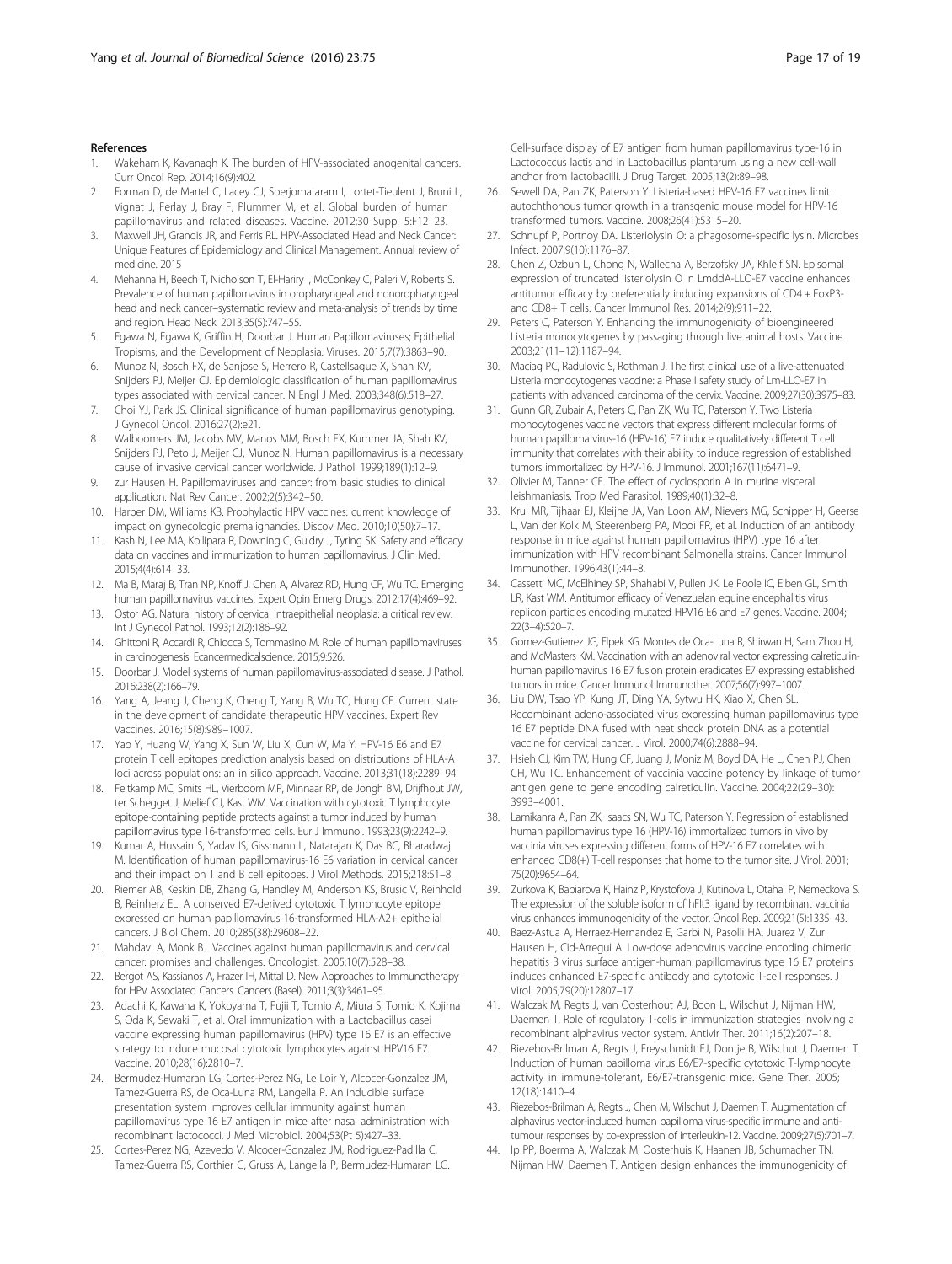## References

1. Wakeham K, Kavanagh K. The burden of HPV-associated anogenital cancers. Curr Oncol Rep. 2014;16(9):402.
2. Forman D, de Martel C, Lacey CJ, Soerjomataram I, Lortet-Tieulent J, Bruni L, Vignat J, Ferlay J, Bray F, Plummer M, et al. Global burden of human papillomavirus and related diseases. Vaccine. 2012;30 Suppl 5:F12–23.
3. Maxwell JH, Grandis JR, and Ferris RL. HPV-Associated Head and Neck Cancer: Unique Features of Epidemiology and Clinical Management. Annual review of medicine. 2015
4. Mehanna H, Beech T, Nicholson T, El-Hariry I, McConkey C, Paleri V, Roberts S. Prevalence of human papillomavirus in oropharyngeal and nonoropharyngeal head and neck cancer–systematic review and meta-analysis of trends by time and region. Head Neck. 2013;35(5):747–55.
5. Egawa N, Egawa K, Griffin H, Doorbar J. Human Papillomaviruses; Epithelial Tropisms, and the Development of Neoplasia. Viruses. 2015;7(7):3863–90.
6. Munoz N, Bosch FX, de Sanjose S, Herrero R, Castellsague X, Shah KV, Snijders PJ, Meijer CJ. Epidemiologic classification of human papillomavirus types associated with cervical cancer. N Engl J Med. 2003;348(6):518–27.
7. Choi YJ, Park JS. Clinical significance of human papillomavirus genotyping. J Gynecol Oncol. 2016;27(2):e21.
8. Walboomers JM, Jacobs MV, Manos MM, Bosch FX, Kummer JA, Shah KV, Snijders PJ, Peto J, Meijer CJ, Munoz N. Human papillomavirus is a necessary cause of invasive cervical cancer worldwide. J Pathol. 1999;189(1):12–9.
9. zur Hausen H. Papillomaviruses and cancer: from basic studies to clinical application. Nat Rev Cancer. 2002;2(5):342–50.
10. Harper DM, Williams KB. Prophylactic HPV vaccines: current knowledge of impact on gynecologic premalignancies. Discov Med. 2010;10(50):7–17.
11. Kash N, Lee MA, Kollipara R, Downing C, Guidry J, Tyring SK. Safety and efficacy data on vaccines and immunization to human papillomavirus. J Clin Med. 2015;4(4):614–33.
12. Ma B, Maraj B, Tran NP, Knoff J, Chen A, Alvarez RD, Hung CF, Wu TC. Emerging human papillomavirus vaccines. Expert Opin Emerg Drugs. 2012;17(4):469–92.
13. Ostor AG. Natural history of cervical intraepithelial neoplasia: a critical review. Int J Gynecol Pathol. 1993;12(2):186–92.
14. Ghittoni R, Accardi R, Chiocca S, Tommasino M. Role of human papillomaviruses in carcinogenesis. Ecancermedicalscience. 2015;9:526.
15. Doorbar J. Model systems of human papillomavirus-associated disease. J Pathol. 2016;238(2):166–79.
16. Yang A, Jeang J, Cheng K, Cheng T, Yang B, Wu TC, Hung CF. Current state in the development of candidate therapeutic HPV vaccines. Expert Rev Vaccines. 2016;15(8):989–1007.
17. Yao Y, Huang W, Yang X, Sun W, Liu X, Cun W, Ma Y. HPV-16 E6 and E7 protein T cell epitopes prediction analysis based on distributions of HLA-A loci across populations: an in silico approach. Vaccine. 2013;31(18):2289–94.
18. Feltkamp MC, Smits HL, Vierboom MP, Minnaar RP, de Jongh BM, Drijfhout JW, ter Schegget J, Melief CJ, Kast WM. Vaccination with cytotoxic T lymphocyte epitope-containing peptide protects against a tumor induced by human papillomavirus type 16-transformed cells. Eur J Immunol. 1993;23(9):2242–9.
19. Kumar A, Hussain S, Yadav IS, Gissmann L, Natarajan K, Das BC, Bharadwaj M. Identification of human papillomavirus-16 E6 variation in cervical cancer and their impact on T and B cell epitopes. J Virol Methods. 2015;218:51–8.
20. Riemer AB, Keskin DB, Zhang G, Handley M, Anderson KS, Brusic V, Reinhold B, Reinherz EL. A conserved E7-derived cytotoxic T lymphocyte epitope expressed on human papillomavirus 16-transformed HLA-A2+ epithelial cancers. J Biol Chem. 2010;285(38):29608–22.
21. Mahdavi A, Monk BJ. Vaccines against human papillomavirus and cervical cancer: promises and challenges. Oncologist. 2005;10(7):528–38.
22. Bergot AS, Kassianos A, Frazer IH, Mittal D. New Approaches to Immunotherapy for HPV Associated Cancers. Cancers (Basel). 2011;3(3):3461–95.
23. Adachi K, Kawana K, Yokoyama T, Fujii T, Tomio A, Miura S, Tomio K, Kojima S, Oda K, Sewaki T, et al. Oral immunization with a Lactobacillus casei vaccine expressing human papillomavirus (HPV) type 16 E7 is an effective strategy to induce mucosal cytotoxic lymphocytes against HPV16 E7. Vaccine. 2010;28(16):2810–7.
24. Bermudez-Humaran LG, Cortes-Perez NG, Le Loir Y, Alcocer-Gonzalez JM, Tamez-Guerra RS, de Oca-Luna RM, Langella P. An inducible surface presentation system improves cellular immunity against human papillomavirus type 16 E7 antigen in mice after nasal administration with recombinant lactococci. J Med Microbiol. 2004;53(Pt 5):427–33.
25. Cortes-Perez NG, Azevedo V, Alcocer-Gonzalez JM, Rodriguez-Padilla C, Tamez-Guerra RS, Corthier G, Gruss A, Langella P, Bermudez-Humaran LG. Cell-surface display of E7 antigen from human papillomavirus type-16 in Lactococcus lactis and in Lactobacillus plantarum using a new cell-wall anchor from lactobacilli. J Drug Target. 2005;13(2):89–98.
26. Sewell DA, Pan ZK, Paterson Y. Listeria-based HPV-16 E7 vaccines limit autochthonous tumor growth in a transgenic mouse model for HPV-16 transformed tumors. Vaccine. 2008;26(41):5315–20.
27. Schnupf P, Portnoy DA. Listeriolysin O: a phagosome-specific lysin. Microbes Infect. 2007;9(10):1176–87.
28. Chen Z, Ozbun L, Chong N, Wallecha A, Berzofsky JA, Khleif SN. Episomal expression of truncated listeriolysin O in LmddA-LLO-E7 vaccine enhances antitumor efficacy by preferentially inducing expansions of CD4 + FoxP3- and CD8+ T cells. Cancer Immunol Res. 2014;2(9):911–22.
29. Peters C, Paterson Y. Enhancing the immunogenicity of bioengineered Listeria monocytogenes by passaging through live animal hosts. Vaccine. 2003;21(11–12):1187–94.
30. Maciag PC, Radulovic S, Rothman J. The first clinical use of a live-attenuated Listeria monocytogenes vaccine: a Phase I safety study of Lm-LLO-E7 in patients with advanced carcinoma of the cervix. Vaccine. 2009;27(30):3975–83.
31. Gunn GR, Zubair A, Peters C, Pan ZK, Wu TC, Paterson Y. Two Listeria monocytogenes vaccine vectors that express different molecular forms of human papilloma virus-16 (HPV-16) E7 induce qualitatively different T cell immunity that correlates with their ability to induce regression of established tumors immortalized by HPV-16. J Immunol. 2001;167(11):6471–9.
32. Olivier M, Tanner CE. The effect of cyclosporin A in murine visceral leishmaniasis. Trop Med Parasitol. 1989;40(1):32–8.
33. Krul MR, Tijhaar EJ, Kleijne JA, Van Loon AM, Nievers MG, Schipper H, Geerse L, Van der Kolk M, Steerenberg PA, Mooi FR, et al. Induction of an antibody response in mice against human papillomavirus (HPV) type 16 after immunization with HPV recombinant Salmonella strains. Cancer Immunol Immunother. 1996;43(1):44–8.
34. Cassetti MC, McElhiney SP, Shahabi V, Pullen JK, Le Poole IC, Eiben GL, Smith LR, Kast WM. Antitumor efficacy of Venezuelan equine encephalitis virus replicon particles encoding mutated HPV16 E6 and E7 genes. Vaccine. 2004; 22(3–4):520–7.
35. Gomez-Gutierrez JG, Elpek KG. Montes de Oca-Luna R, Shirwan H, Sam Zhou H, and McMasters KM. Vaccination with an adenoviral vector expressing calreticulin-human papillomavirus 16 E7 fusion protein eradicates E7 expressing established tumors in mice. Cancer Immunol Immunother. 2007;56(7):997–1007.
36. Liu DW, Tsao YP, Kung JT, Ding YA, Sytwu HK, Xiao X, Chen SL. Recombinant adeno-associated virus expressing human papillomavirus type 16 E7 peptide DNA fused with heat shock protein DNA as a potential vaccine for cervical cancer. J Virol. 2000;74(6):2888–94.
37. Hsieh CJ, Kim TW, Hung CF, Juang J, Moniz M, Boyd DA, He L, Chen PJ, Chen CH, Wu TC. Enhancement of vaccinia vaccine potency by linkage of tumor antigen gene to gene encoding calreticulin. Vaccine. 2004;22(29–30): 3993–4001.
38. Lamikanra A, Pan ZK, Isaacs SN, Wu TC, Paterson Y. Regression of established human papillomavirus type 16 (HPV-16) immortalized tumors in vivo by vaccinia viruses expressing different forms of HPV-16 E7 correlates with enhanced CD8(+) T-cell responses that home to the tumor site. J Virol. 2001; 75(20):9654–64.
39. Zurkova K, Babiarova K, Hainz P, Krystofova J, Kutinova L, Otahal P, Nemeckova S. The expression of the soluble isoform of hFlt3 ligand by recombinant vaccinia virus enhances immunogenicity of the vector. Oncol Rep. 2009;21(5):1335–43.
40. Baez-Astua A, Herraez-Hernandez E, Garbi N, Pasolli HA, Juarez V, Zur Hausen H, Cid-Arregui A. Low-dose adenovirus vaccine encoding chimeric hepatitis B virus surface antigen-human papillomavirus type 16 E7 proteins induces enhanced E7-specific antibody and cytotoxic T-cell responses. J Virol. 2005;79(20):12807–17.
41. Walczak M, Regts J, van Oosterhout AJ, Boon L, Wilschut J, Nijman HW, Daemen T. Role of regulatory T-cells in immunization strategies involving a recombinant alphavirus vector system. Antivir Ther. 2011;16(2):207–18.
42. Riezebos-Brilman A, Regts J, Freyschmidt EJ, Dontje B, Wilschut J, Daemen T. Induction of human papilloma virus E6/E7-specific cytotoxic T-lymphocyte activity in immune-tolerant, E6/E7-transgenic mice. Gene Ther. 2005; 12(18):1410–4.
43. Riezebos-Brilman A, Regts J, Chen M, Wilschut J, Daemen T. Augmentation of alphavirus vector-induced human papilloma virus-specific immune and anti-tumour responses by co-expression of interleukin-12. Vaccine. 2009;27(5):701–7.
44. Ip PP, Boerma A, Walczak M, Oosterhuis K, Haanen JB, Schumacher TN, Nijman HW, Daemen T. Antigen design enhances the immunogenicity of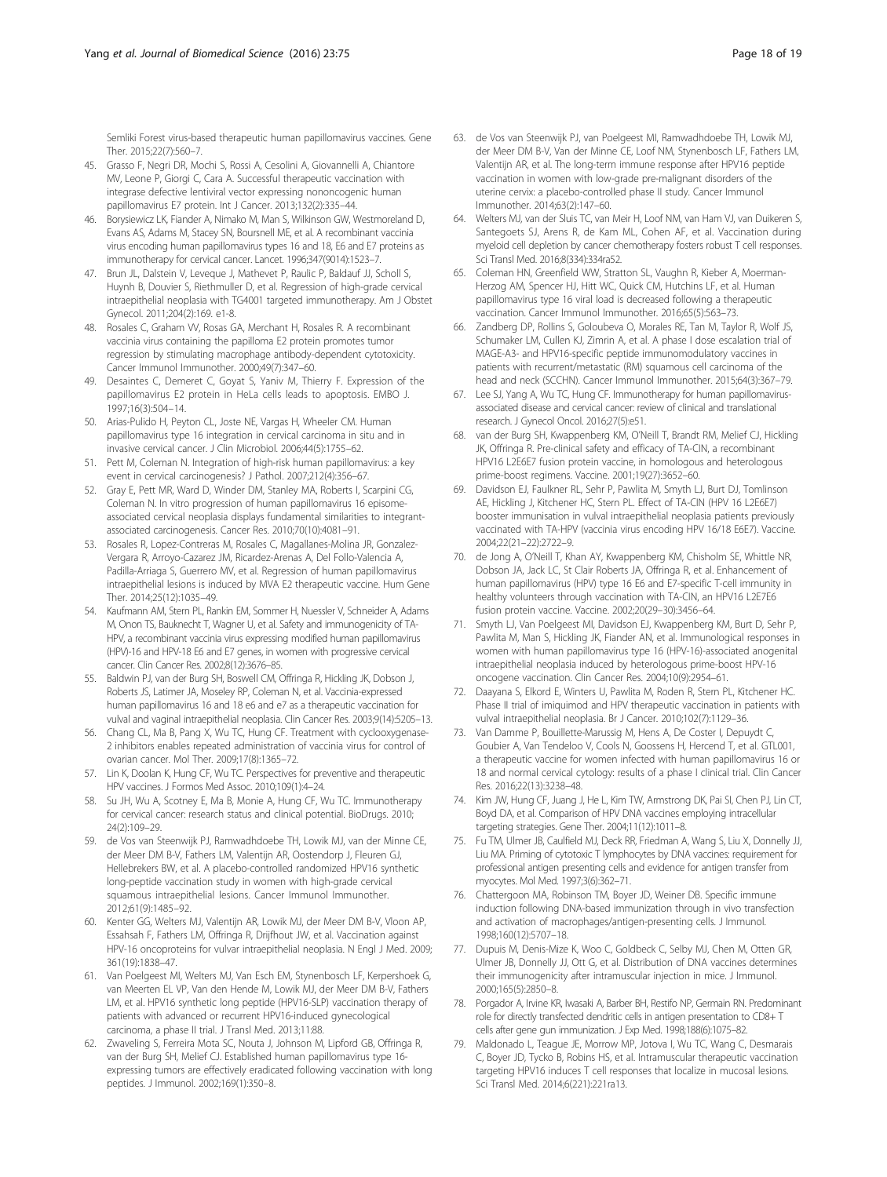Semliki Forest virus-based therapeutic human papillomavirus vaccines. Gene Ther. 2015;22(7):560–7.

45. Grasso F, Negri DR, Mochi S, Rossi A, Cesolini A, Giovannelli A, Chiantore MV, Leone P, Giorgi C, Cara A. Successful therapeutic vaccination with integrase defective lentiviral vector expressing nononcogenic human papillomavirus E7 protein. Int J Cancer. 2013;132(2):335–44.
46. Borysiewicz LK, Fiander A, Nimako M, Man S, Wilkinson GW, Westmoreland D, Evans AS, Adams M, Stacey SN, Boursnell ME, et al. A recombinant vaccinia virus encoding human papillomavirus types 16 and 18, E6 and E7 proteins as immunotherapy for cervical cancer. Lancet. 1996;347(9014):1523–7.
47. Brun JL, Dalstein V, Leveque J, Mathevet P, Raulic P, Baldauf JJ, Scholl S, Huynh B, Douvier S, Riethmuller D, et al. Regression of high-grade cervical intraepithelial neoplasia with TG4001 targeted immunotherapy. Am J Obstet Gynecol. 2011;204(2):169. e1-8.
48. Rosales C, Graham VV, Rosas GA, Merchant H, Rosales R. A recombinant vaccinia virus containing the papilloma E2 protein promotes tumor regression by stimulating macrophage antibody-dependent cytotoxicity. Cancer Immunol Immunother. 2000;49(7):347–60.
49. Desaintes C, Demeret C, Goyat S, Yaniv M, Thierry F. Expression of the papillomavirus E2 protein in HeLa cells leads to apoptosis. EMBO J. 1997;16(3):504–14.
50. Arias-Pulido H, Peyton CL, Joste NE, Vargas H, Wheeler CM. Human papillomavirus type 16 integration in cervical carcinoma in situ and in invasive cervical cancer. J Clin Microbiol. 2006;44(5):1755–62.
51. Pett M, Coleman N. Integration of high-risk human papillomavirus: a key event in cervical carcinogenesis? J Pathol. 2007;212(4):356–67.
52. Gray E, Pett MR, Ward D, Winder DM, Stanley MA, Roberts I, Scarpini CG, Coleman N. In vitro progression of human papillomavirus 16 episome-associated cervical neoplasia displays fundamental similarities to integrant-associated carcinogenesis. Cancer Res. 2010;70(10):4081–91.
53. Rosales R, Lopez-Contreras M, Rosales C, Magallanes-Molina JR, Gonzalez-Vergara R, Arroyo-Cazarez JM, Ricardez-Arenas A, Del Follo-Valencia A, Padilla-Arriaga S, Guerrero MV, et al. Regression of human papillomavirus intraepithelial lesions is induced by MVA E2 therapeutic vaccine. Hum Gene Ther. 2014;25(12):1035–49.
54. Kaufmann AM, Stern PL, Rankin EM, Sommer H, Nuessler V, Schneider A, Adams M, Onon TS, Bauknecht T, Wagner U, et al. Safety and immunogenicity of TA-HPV, a recombinant vaccinia virus expressing modified human papillomavirus (HPV)-16 and HPV-18 E6 and E7 genes, in women with progressive cervical cancer. Clin Cancer Res. 2002;8(12):3676–85.
55. Baldwin PJ, van der Burg SH, Boswell CM, Offringa R, Hickling JK, Dobson J, Roberts JS, Latimer JA, Moseley RP, Coleman N, et al. Vaccinia-expressed human papillomavirus 16 and 18 e6 and e7 as a therapeutic vaccination for vulval and vaginal intraepithelial neoplasia. Clin Cancer Res. 2003;9(14):5205–13.
56. Chang CL, Ma B, Pang X, Wu TC, Hung CF. Treatment with cyclooxygenase-2 inhibitors enables repeated administration of vaccinia virus for control of ovarian cancer. Mol Ther. 2009;17(8):1365–72.
57. Lin K, Doolan K, Hung CF, Wu TC. Perspectives for preventive and therapeutic HPV vaccines. J Formos Med Assoc. 2010;109(1):4–24.
58. Su JH, Wu A, Scotney E, Ma B, Monie A, Hung CF, Wu TC. Immunotherapy for cervical cancer: research status and clinical potential. BioDrugs. 2010; 24(2):109–29.
59. de Vos van Steenwijk PJ, Ramwadhdoebe TH, Lowik MJ, van der Minne CE, der Meer DM B-V, Fathers LM, Valentijn AR, Oostendorp J, Fleuren GJ, Hellebrekers BW, et al. A placebo-controlled randomized HPV16 synthetic long-peptide vaccination study in women with high-grade cervical squamous intraepithelial lesions. Cancer Immunol Immunother. 2012;61(9):1485–92.
60. Kenter GG, Welters MJ, Valentijn AR, Lowik MJ, der Meer DM B-V, Vloon AP, Essahsah F, Fathers LM, Offringa R, Drijfhout JW, et al. Vaccination against HPV-16 oncoproteins for vulvar intraepithelial neoplasia. N Engl J Med. 2009; 361(19):1838–47.
61. Van Poelgeest MI, Welters MJ, Van Esch EM, Stynenbosch LF, Kerpershoek G, van Meerten EL VP, Van den Hende M, Lowik MJ, der Meer DM B-V, Fathers LM, et al. HPV16 synthetic long peptide (HPV16-SLP) vaccination therapy of patients with advanced or recurrent HPV16-induced gynecological carcinoma, a phase II trial. J Transl Med. 2013;11:88.
62. Zwaveling S, Ferreira Mota SC, Nouta J, Johnson M, Lipford GB, Offringa R, van der Burg SH, Melief CJ. Established human papillomavirus type 16-expressing tumors are effectively eradicated following vaccination with long peptides. J Immunol. 2002;169(1):350–8.
63. de Vos van Steenwijk PJ, van Poelgeest MI, Ramwadhdoebe TH, Lowik MJ, der Meer DM B-V, Van der Minne CE, Loof NM, Stynenbosch LF, Fathers LM, Valentijn AR, et al. The long-term immune response after HPV16 peptide vaccination in women with low-grade pre-malignant disorders of the uterine cervix: a placebo-controlled phase II study. Cancer Immunol Immunother. 2014;63(2):147–60.
64. Welters MJ, van der Sluis TC, van Meir H, Loof NM, van Ham VJ, van Duikeren S, Santegoets SJ, Arens R, de Kam ML, Cohen AF, et al. Vaccination during myeloid cell depletion by cancer chemotherapy fosters robust T cell responses. Sci Transl Med. 2016;8(334):334ra52.
65. Coleman HN, Greenfield WW, Stratton SL, Vaughn R, Kieber A, Moerman-Herzog AM, Spencer HJ, Hitt WC, Quick CM, Hutchins LF, et al. Human papillomavirus type 16 viral load is decreased following a therapeutic vaccination. Cancer Immunol Immunother. 2016;65(5):563–73.
66. Zandberg DP, Rollins S, Goloubeva O, Morales RE, Tan M, Taylor R, Wolf JS, Schumaker LM, Cullen KJ, Zimrin A, et al. A phase I dose escalation trial of MAGE-A3- and HPV16-specific peptide immunomodulatory vaccines in patients with recurrent/metastatic (RM) squamous cell carcinoma of the head and neck (SCCHN). Cancer Immunol Immunother. 2015;64(3):367–79.
67. Lee SJ, Yang A, Wu TC, Hung CF. Immunotherapy for human papillomavirus-associated disease and cervical cancer: review of clinical and translational research. J Gynecol Oncol. 2016;27(5):e51.
68. van der Burg SH, Kwappenberg KM, O'Neill T, Brandt RM, Melief CJ, Hickling JK, Offringa R. Pre-clinical safety and efficacy of TA-CIN, a recombinant HPV16 L2E6E7 fusion protein vaccine, in homologous and heterologous prime-boost regimens. Vaccine. 2001;19(27):3652–60.
69. Davidson EJ, Faulkner RL, Sehr P, Pawlita M, Smyth LJ, Burt DJ, Tomlinson AE, Hickling J, Kitchener HC, Stern PL. Effect of TA-CIN (HPV 16 L2E6E7) booster immunisation in vulval intraepithelial neoplasia patients previously vaccinated with TA-HPV (vaccinia virus encoding HPV 16/18 E6E7). Vaccine. 2004;22(21–22):2722–9.
70. de Jong A, O'Neill T, Khan AY, Kwappenberg KM, Chisholm SE, Whittle NR, Dobson JA, Jack LC, St Clair Roberts JA, Offringa R, et al. Enhancement of human papillomavirus (HPV) type 16 E6 and E7-specific T-cell immunity in healthy volunteers through vaccination with TA-CIN, an HPV16 L2E7E6 fusion protein vaccine. Vaccine. 2002;20(29–30):3456–64.
71. Smyth LJ, Van Poelgeest MI, Davidson EJ, Kwappenberg KM, Burt D, Sehr P, Pawlita M, Man S, Hickling JK, Fiander AN, et al. Immunological responses in women with human papillomavirus type 16 (HPV-16)-associated anogenital intraepithelial neoplasia induced by heterologous prime-boost HPV-16 oncogene vaccination. Clin Cancer Res. 2004;10(9):2954–61.
72. Daayana S, Elkord E, Winters U, Pawlita M, Roden R, Stern PL, Kitchener HC. Phase II trial of imiquimod and HPV therapeutic vaccination in patients with vulval intraepithelial neoplasia. Br J Cancer. 2010;102(7):1129–36.
73. Van Damme P, Bouillette-Marussig M, Hens A, De Coster I, Depuydt C, Goubier A, Van Tendeloo V, Cools N, Goossens H, Hercend T, et al. GTL001, a therapeutic vaccine for women infected with human papillomavirus 16 or 18 and normal cervical cytology: results of a phase I clinical trial. Clin Cancer Res. 2016;22(13):3238–48.
74. Kim JW, Hung CF, Juang J, He L, Kim TW, Armstrong DK, Pai SI, Chen PJ, Lin CT, Boyd DA, et al. Comparison of HPV DNA vaccines employing intracellular targeting strategies. Gene Ther. 2004;11(12):1011–8.
75. Fu TM, Ulmer JB, Caulfield MJ, Deck RR, Friedman A, Wang S, Liu X, Donnelly JJ, Liu MA. Priming of cytotoxic T lymphocytes by DNA vaccines: requirement for professional antigen presenting cells and evidence for antigen transfer from myocytes. Mol Med. 1997;3(6):362–71.
76. Chattergoon MA, Robinson TM, Boyer JD, Weiner DB. Specific immune induction following DNA-based immunization through in vivo transfection and activation of macrophages/antigen-presenting cells. J Immunol. 1998;160(12):5707–18.
77. Dupuis M, Denis-Mize K, Woo C, Goldbeck C, Selby MJ, Chen M, Otten GR, Ulmer JB, Donnelly JJ, Ott G, et al. Distribution of DNA vaccines determines their immunogenicity after intramuscular injection in mice. J Immunol. 2000;165(5):2850–8.
78. Porgador A, Irvine KR, Iwasaki A, Barber BH, Restifo NP, Germain RN. Predominant role for directly transfected dendritic cells in antigen presentation to CD8+ T cells after gene gun immunization. J Exp Med. 1998;188(6):1075–82.
79. Maldonado L, Teague JE, Morrow MP, Jotova I, Wu TC, Wang C, Desmarais C, Boyer JD, Tycko B, Robins HS, et al. Intramuscular therapeutic vaccination targeting HPV16 induces T cell responses that localize in mucosal lesions. Sci Transl Med. 2014;6(221):221ra13.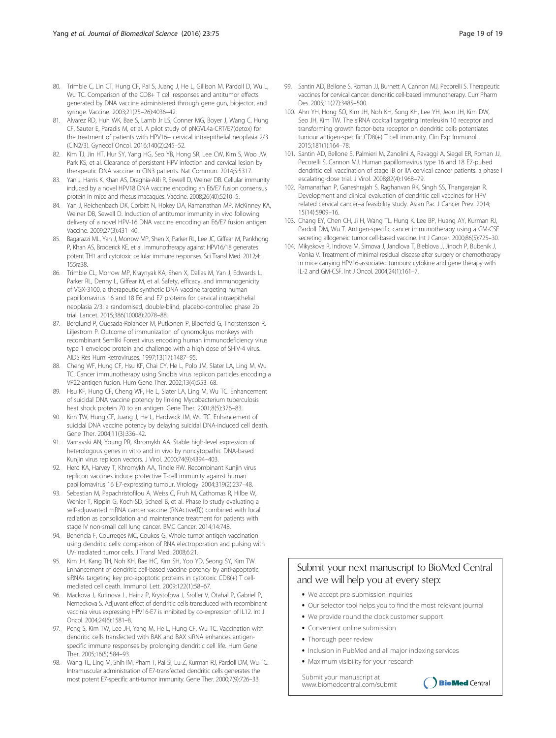80. Trimble C, Lin CT, Hung CF, Pai S, Juang J, He L, Gillison M, Pardoll D, Wu L, Wu TC. Comparison of the CD8+ T cell responses and antitumor effects generated by DNA vaccine administered through gene gun, biojector, and syringe. Vaccine. 2003;21(25–26):4036–42.
81. Alvarez RD, Huh WK, Bae S, Lamb Jr LS, Conner MG, Boyer J, Wang C, Hung CF, Sauter E, Paradis M, et al. A pilot study of pNGVL4a-CRT/E7(detox) for the treatment of patients with HPV16+ cervical intraepithelial neoplasia 2/3 (CIN2/3). Gynecol Oncol. 2016;140(2):245–52.
82. Kim TJ, Jin HT, Hur SY, Yang HG, Seo YB, Hong SR, Lee CW, Kim S, Woo JW, Park KS, et al. Clearance of persistent HPV infection and cervical lesion by therapeutic DNA vaccine in CIN3 patients. Nat Commun. 2014;5:5317.
83. Yan J, Harris K, Khan AS, Draghia-Akli R, Sewell D, Weiner DB. Cellular immunity induced by a novel HPV18 DNA vaccine encoding an E6/E7 fusion consensus protein in mice and rhesus macaques. Vaccine. 2008;26(40):5210–5.
84. Yan J, Reichenbach DK, Corbitt N, Hokey DA, Ramanathan MP, McKinney KA, Weiner DB, Sewell D. Induction of antitumor immunity in vivo following delivery of a novel HPV-16 DNA vaccine encoding an E6/E7 fusion antigen. Vaccine. 2009;27(3):431–40.
85. Bagarazzi ML, Yan J, Morrow MP, Shen X, Parker RL, Lee JC, Giffear M, Pankhong P, Khan AS, Broderick KE, et al. Immunotherapy against HPV16/18 generates potent TH1 and cytotoxic cellular immune responses. Sci Transl Med. 2012;4:155ra38.
86. Trimble CL, Morrow MP, Kraynyak KA, Shen X, Dallas M, Yan J, Edwards L, Parker RL, Denny L, Giffear M, et al. Safety, efficacy, and immunogenicity of VGX-3100, a therapeutic synthetic DNA vaccine targeting human papillomavirus 16 and 18 E6 and E7 proteins for cervical intraepithelial neoplasia 2/3: a randomised, double-blind, placebo-controlled phase 2b trial. Lancet. 2015;386(10008):2078–88.
87. Berglund P, Quesada-Rolander M, Putkonen P, Biberfeld G, Thorstensson R, Liljestrom P. Outcome of immunization of cynomolgus monkeys with recombinant Semliki Forest virus encoding human immunodeficiency virus type 1 envelope protein and challenge with a high dose of SHIV-4 virus. AIDS Res Hum Retroviruses. 1997;13(17):1487–95.
88. Cheng WF, Hung CF, Hsu KF, Chai CY, He L, Polo JM, Slater LA, Ling M, Wu TC. Cancer immunotherapy using Sindbis virus replicon particles encoding a VP22-antigen fusion. Hum Gene Ther. 2002;13(4):553–68.
89. Hsu KF, Hung CF, Cheng WF, He L, Slater LA, Ling M, Wu TC. Enhancement of suicidal DNA vaccine potency by linking Mycobacterium tuberculosis heat shock protein 70 to an antigen. Gene Ther. 2001;8(5):376–83.
90. Kim TW, Hung CF, Juang J, He L, Hardwick JM, Wu TC. Enhancement of suicidal DNA vaccine potency by delaying suicidal DNA-induced cell death. Gene Ther. 2004;11(3):336–42.
91. Varnavski AN, Young PR, Khromykh AA. Stable high-level expression of heterologous genes in vitro and in vivo by noncytopathic DNA-based Kunjin virus replicon vectors. J Virol. 2000;74(9):4394–403.
92. Herd KA, Harvey T, Khromykh AA, Tindle RW. Recombinant Kunjin virus replicon vaccines induce protective T-cell immunity against human papillomavirus 16 E7-expressing tumour. Virology. 2004;319(2):237–48.
93. Sebastian M, Papachristofilou A, Weiss C, Fruh M, Cathomas R, Hilbe W, Wehler T, Rippin G, Koch SD, Scheel B, et al. Phase Ib study evaluating a self-adjuvanted mRNA cancer vaccine (RNActive(R)) combined with local radiation as consolidation and maintenance treatment for patients with stage IV non-small cell lung cancer. BMC Cancer. 2014;14:748.
94. Benencia F, Courreges MC, Coukos G. Whole tumor antigen vaccination using dendritic cells: comparison of RNA electroporation and pulsing with UV-irradiated tumor cells. J Transl Med. 2008;6:21.
95. Kim JH, Kang TH, Noh KH, Bae HC, Kim SH, Yoo YD, Seong SY, Kim TW. Enhancement of dendritic cell-based vaccine potency by anti-apoptotic siRNAs targeting key pro-apoptotic proteins in cytotoxic CD8(+) T cell-mediated cell death. Immunol Lett. 2009;122(1):58–67.
96. Mackova J, Kutinova L, Hainz P, Krystofova J, Sroller V, Otahal P, Gabriel P, Nemeckova S. Adjuvant effect of dendritic cells transduced with recombinant vaccinia virus expressing HPV16-E7 is inhibited by co-expression of IL12. Int J Oncol. 2004;24(6):1581–8.
97. Peng S, Kim TW, Lee JH, Yang M, He L, Hung CF, Wu TC. Vaccination with dendritic cells transfected with BAK and BAX siRNA enhances antigen-specific immune responses by prolonging dendritic cell life. Hum Gene Ther. 2005;16(5):584–93.
98. Wang TL, Ling M, Shih IM, Pham T, Pai SI, Lu Z, Kurman RJ, Pardoll DM, Wu TC. Intramuscular administration of E7-transfected dendritic cells generates the most potent E7-specific anti-tumor immunity. Gene Ther. 2000;7(9):726–33.
99. Santin AD, Bellone S, Roman JJ, Burnett A, Cannon MJ, Pecorelli S. Therapeutic vaccines for cervical cancer: dendritic cell-based immunotherapy. Curr Pharm Des. 2005;11(27):3485–500.
100. Ahn YH, Hong SO, Kim JH, Noh KH, Song KH, Lee YH, Jeon JH, Kim DW, Seo JH, Kim TW. The siRNA cocktail targeting interleukin 10 receptor and transforming growth factor-beta receptor on dendritic cells potentiates tumour antigen-specific CD8(+) T cell immunity. Clin Exp Immunol. 2015;181(1):164–78.
101. Santin AD, Bellone S, Palmieri M, Zanolini A, Ravaggi A, Siegel ER, Roman JJ, Pecorelli S, Cannon MJ. Human papillomavirus type 16 and 18 E7-pulsed dendritic cell vaccination of stage IB or IIA cervical cancer patients: a phase I escalating-dose trial. J Virol. 2008;82(4):1968–79.
102. Ramanathan P, Ganeshrajah S, Raghanvan RK, Singh SS, Thangarajan R. Development and clinical evaluation of dendritic cell vaccines for HPV related cervical cancer–a feasibility study. Asian Pac J Cancer Prev. 2014;15(14):5909–16.
103. Chang EY, Chen CH, Ji H, Wang TL, Hung K, Lee BP, Huang AY, Kurman RJ, Pardoll DM, Wu T. Antigen-specific cancer immunotherapy using a GM-CSF secreting allogeneic tumor cell-based vaccine. Int J Cancer. 2000;86(5):725–30.
104. Mikyskova R, Indrova M, Simova J, Jandlova T, Bieblova J, Jinoch P, Bubenik J, Vonka V. Treatment of minimal residual disease after surgery or chemotherapy in mice carrying HPV16-associated tumours: cytokine and gene therapy with IL-2 and GM-CSF. Int J Oncol. 2004;24(1):161–7.

Submit your next manuscript to BioMed Central and we will help you at every step:

- We accept pre-submission inquiries
- Our selector tool helps you to find the most relevant journal
- We provide round the clock customer support
- Convenient online submission
- Thorough peer review
- Inclusion in PubMed and all major indexing services
- Maximum visibility for your research

Submit your manuscript at
www.biomedcentral.com/submit

BioMed Central